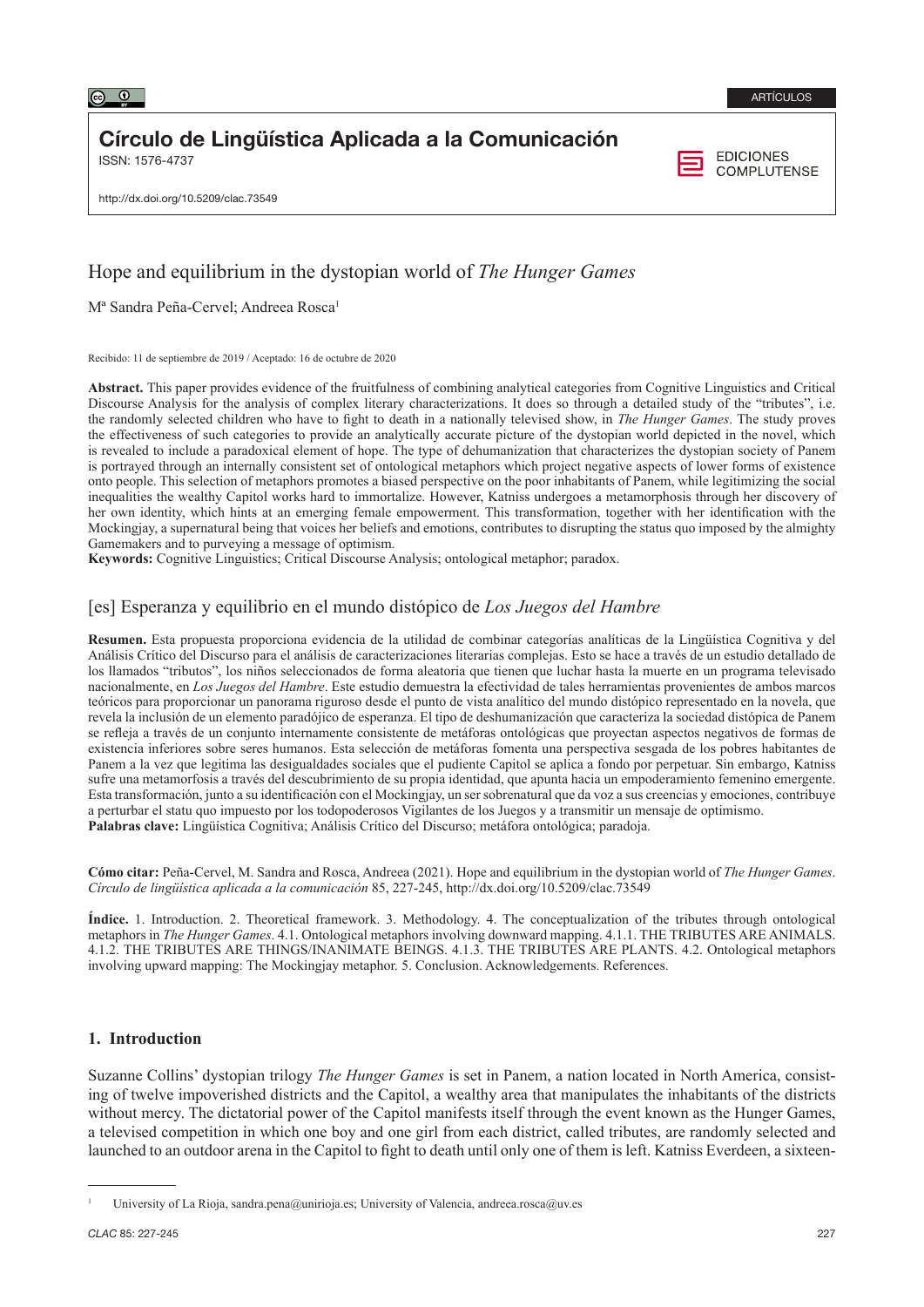ARTÍCULOS

**Círculo de Lingüística Aplicada a la Comunicación**
ISSN: 1576-4737

EDICIONES COMPLUTENSE

http://dx.doi.org/10.5209/clac.73549

# Hope and equilibrium in the dystopian world of *The Hunger Games*

Mª Sandra Peña-Cervel; Andreea Rosca[1]

Recibido: 11 de septiembre de 2019 / Aceptado: 16 de octubre de 2020

**Abstract.** This paper provides evidence of the fruitfulness of combining analytical categories from Cognitive Linguistics and Critical Discourse Analysis for the analysis of complex literary characterizations. It does so through a detailed study of the "tributes", i.e. the randomly selected children who have to fight to death in a nationally televised show, in *The Hunger Games*. The study proves the effectiveness of such categories to provide an analytically accurate picture of the dystopian world depicted in the novel, which is revealed to include a paradoxical element of hope. The type of dehumanization that characterizes the dystopian society of Panem is portrayed through an internally consistent set of ontological metaphors which project negative aspects of lower forms of existence onto people. This selection of metaphors promotes a biased perspective on the poor inhabitants of Panem, while legitimizing the social inequalities the wealthy Capitol works hard to immortalize. However, Katniss undergoes a metamorphosis through her discovery of her own identity, which hints at an emerging female empowerment. This transformation, together with her identification with the Mockingjay, a supernatural being that voices her beliefs and emotions, contributes to disrupting the status quo imposed by the almighty Gamemakers and to purveying a message of optimism.
**Keywords:** Cognitive Linguistics; Critical Discourse Analysis; ontological metaphor; paradox.

## [es] Esperanza y equilibrio en el mundo distópico de *Los Juegos del Hambre*

**Resumen.** Esta propuesta proporciona evidencia de la utilidad de combinar categorías analíticas de la Lingüística Cognitiva y del Análisis Crítico del Discurso para el análisis de caracterizaciones literarias complejas. Esto se hace a través de un estudio detallado de los llamados "tributos", los niños seleccionados de forma aleatoria que tienen que luchar hasta la muerte en un programa televisado nacionalmente, en *Los Juegos del Hambre*. Este estudio demuestra la efectividad de tales herramientas provenientes de ambos marcos teóricos para proporcionar un panorama riguroso desde el punto de vista analítico del mundo distópico representado en la novela, que revela la inclusión de un elemento paradójico de esperanza. El tipo de deshumanización que caracteriza la sociedad distópica de Panem se refleja a través de un conjunto internamente consistente de metáforas ontológicas que proyectan aspectos negativos de formas de existencia inferiores sobre seres humanos. Esta selección de metáforas fomenta una perspectiva sesgada de los pobres habitantes de Panem a la vez que legitima las desigualdades sociales que el pudiente Capitol se aplica a fondo por perpetuar. Sin embargo, Katniss sufre una metamorfosis a través del descubrimiento de su propia identidad, que apunta hacia un empoderamiento femenino emergente. Esta transformación, junto a su identificación con el Mockingjay, un ser sobrenatural que da voz a sus creencias y emociones, contribuye a perturbar el statu quo impuesto por los todopoderosos Vigilantes de los Juegos y a transmitir un mensaje de optimismo.
**Palabras clave:** Lingüística Cognitiva; Análisis Crítico del Discurso; metáfora ontológica; paradoja.

**Cómo citar:** Peña-Cervel, M. Sandra and Rosca, Andreea (2021). Hope and equilibrium in the dystopian world of *The Hunger Games*. *Círculo de lingüística aplicada a la comunicación* 85, 227-245, http://dx.doi.org/10.5209/clac.73549

**Índice.** 1. Introduction. 2. Theoretical framework. 3. Methodology. 4. The conceptualization of the tributes through ontological metaphors in *The Hunger Games*. 4.1. Ontological metaphors involving downward mapping. 4.1.1. THE TRIBUTES ARE ANIMALS. 4.1.2. THE TRIBUTES ARE THINGS/INANIMATE BEINGS. 4.1.3. THE TRIBUTES ARE PLANTS. 4.2. Ontological metaphors involving upward mapping: The Mockingjay metaphor. 5. Conclusion. Acknowledgements. References.

## 1. Introduction

Suzanne Collins' dystopian trilogy *The Hunger Games* is set in Panem, a nation located in North America, consisting of twelve impoverished districts and the Capitol, a wealthy area that manipulates the inhabitants of the districts without mercy. The dictatorial power of the Capitol manifests itself through the event known as the Hunger Games, a televised competition in which one boy and one girl from each district, called tributes, are randomly selected and launched to an outdoor arena in the Capitol to fight to death until only one of them is left. Katniss Everdeen, a sixteen-

---

[1] University of La Rioja, sandra.pena@unirioja.es; University of Valencia, andreea.rosca@uv.es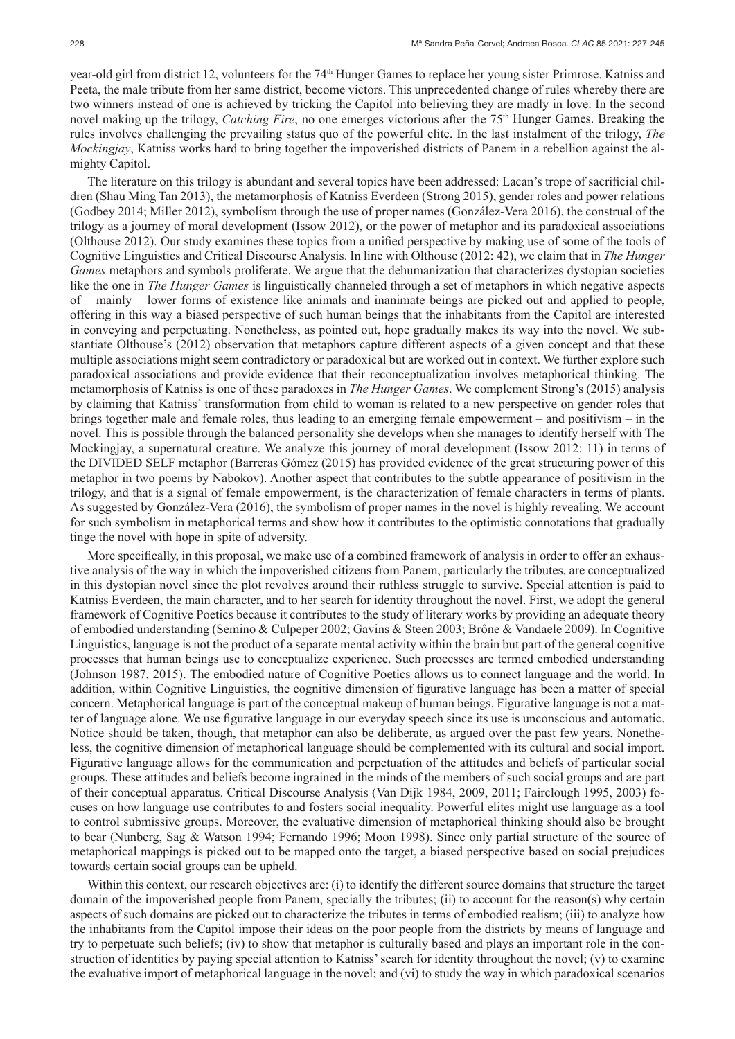year-old girl from district 12, volunteers for the 74th Hunger Games to replace her young sister Primrose. Katniss and Peeta, the male tribute from her same district, become victors. This unprecedented change of rules whereby there are two winners instead of one is achieved by tricking the Capitol into believing they are madly in love. In the second novel making up the trilogy, *Catching Fire*, no one emerges victorious after the 75th Hunger Games. Breaking the rules involves challenging the prevailing status quo of the powerful elite. In the last instalment of the trilogy, *The Mockingjay*, Katniss works hard to bring together the impoverished districts of Panem in a rebellion against the almighty Capitol.

The literature on this trilogy is abundant and several topics have been addressed: Lacan's trope of sacrificial children (Shau Ming Tan 2013), the metamorphosis of Katniss Everdeen (Strong 2015), gender roles and power relations (Godbey 2014; Miller 2012), symbolism through the use of proper names (González-Vera 2016), the construal of the trilogy as a journey of moral development (Issow 2012), or the power of metaphor and its paradoxical associations (Olthouse 2012). Our study examines these topics from a unified perspective by making use of some of the tools of Cognitive Linguistics and Critical Discourse Analysis. In line with Olthouse (2012: 42), we claim that in *The Hunger Games* metaphors and symbols proliferate. We argue that the dehumanization that characterizes dystopian societies like the one in *The Hunger Games* is linguistically channeled through a set of metaphors in which negative aspects of – mainly – lower forms of existence like animals and inanimate beings are picked out and applied to people, offering in this way a biased perspective of such human beings that the inhabitants from the Capitol are interested in conveying and perpetuating. Nonetheless, as pointed out, hope gradually makes its way into the novel. We substantiate Olthouse's (2012) observation that metaphors capture different aspects of a given concept and that these multiple associations might seem contradictory or paradoxical but are worked out in context. We further explore such paradoxical associations and provide evidence that their reconceptualization involves metaphorical thinking. The metamorphosis of Katniss is one of these paradoxes in *The Hunger Games*. We complement Strong's (2015) analysis by claiming that Katniss' transformation from child to woman is related to a new perspective on gender roles that brings together male and female roles, thus leading to an emerging female empowerment – and positivism – in the novel. This is possible through the balanced personality she develops when she manages to identify herself with The Mockingjay, a supernatural creature. We analyze this journey of moral development (Issow 2012: 11) in terms of the DIVIDED SELF metaphor (Barreras Gómez (2015) has provided evidence of the great structuring power of this metaphor in two poems by Nabokov). Another aspect that contributes to the subtle appearance of positivism in the trilogy, and that is a signal of female empowerment, is the characterization of female characters in terms of plants. As suggested by González-Vera (2016), the symbolism of proper names in the novel is highly revealing. We account for such symbolism in metaphorical terms and show how it contributes to the optimistic connotations that gradually tinge the novel with hope in spite of adversity.

More specifically, in this proposal, we make use of a combined framework of analysis in order to offer an exhaustive analysis of the way in which the impoverished citizens from Panem, particularly the tributes, are conceptualized in this dystopian novel since the plot revolves around their ruthless struggle to survive. Special attention is paid to Katniss Everdeen, the main character, and to her search for identity throughout the novel. First, we adopt the general framework of Cognitive Poetics because it contributes to the study of literary works by providing an adequate theory of embodied understanding (Semino & Culpeper 2002; Gavins & Steen 2003; Brône & Vandaele 2009). In Cognitive Linguistics, language is not the product of a separate mental activity within the brain but part of the general cognitive processes that human beings use to conceptualize experience. Such processes are termed embodied understanding (Johnson 1987, 2015). The embodied nature of Cognitive Poetics allows us to connect language and the world. In addition, within Cognitive Linguistics, the cognitive dimension of figurative language has been a matter of special concern. Metaphorical language is part of the conceptual makeup of human beings. Figurative language is not a matter of language alone. We use figurative language in our everyday speech since its use is unconscious and automatic. Notice should be taken, though, that metaphor can also be deliberate, as argued over the past few years. Nonetheless, the cognitive dimension of metaphorical language should be complemented with its cultural and social import. Figurative language allows for the communication and perpetuation of the attitudes and beliefs of particular social groups. These attitudes and beliefs become ingrained in the minds of the members of such social groups and are part of their conceptual apparatus. Critical Discourse Analysis (Van Dijk 1984, 2009, 2011; Fairclough 1995, 2003) focuses on how language use contributes to and fosters social inequality. Powerful elites might use language as a tool to control submissive groups. Moreover, the evaluative dimension of metaphorical thinking should also be brought to bear (Nunberg, Sag & Watson 1994; Fernando 1996; Moon 1998). Since only partial structure of the source of metaphorical mappings is picked out to be mapped onto the target, a biased perspective based on social prejudices towards certain social groups can be upheld.

Within this context, our research objectives are: (i) to identify the different source domains that structure the target domain of the impoverished people from Panem, specially the tributes; (ii) to account for the reason(s) why certain aspects of such domains are picked out to characterize the tributes in terms of embodied realism; (iii) to analyze how the inhabitants from the Capitol impose their ideas on the poor people from the districts by means of language and try to perpetuate such beliefs; (iv) to show that metaphor is culturally based and plays an important role in the construction of identities by paying special attention to Katniss' search for identity throughout the novel; (v) to examine the evaluative import of metaphorical language in the novel; and (vi) to study the way in which paradoxical scenarios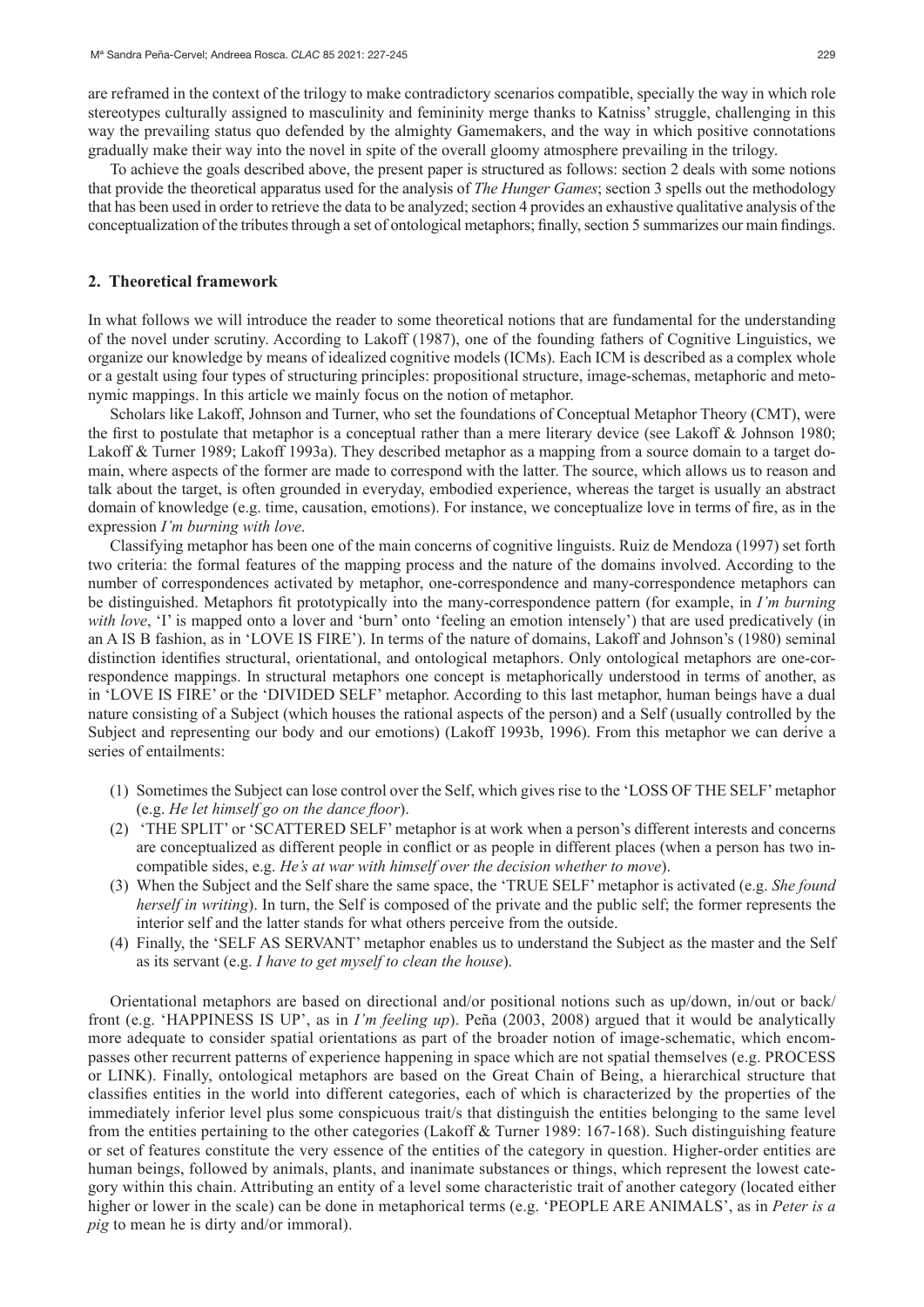are reframed in the context of the trilogy to make contradictory scenarios compatible, specially the way in which role stereotypes culturally assigned to masculinity and femininity merge thanks to Katniss' struggle, challenging in this way the prevailing status quo defended by the almighty Gamemakers, and the way in which positive connotations gradually make their way into the novel in spite of the overall gloomy atmosphere prevailing in the trilogy.

To achieve the goals described above, the present paper is structured as follows: section 2 deals with some notions that provide the theoretical apparatus used for the analysis of *The Hunger Games*; section 3 spells out the methodology that has been used in order to retrieve the data to be analyzed; section 4 provides an exhaustive qualitative analysis of the conceptualization of the tributes through a set of ontological metaphors; finally, section 5 summarizes our main findings.

## 2. Theoretical framework

In what follows we will introduce the reader to some theoretical notions that are fundamental for the understanding of the novel under scrutiny. According to Lakoff (1987), one of the founding fathers of Cognitive Linguistics, we organize our knowledge by means of idealized cognitive models (ICMs). Each ICM is described as a complex whole or a gestalt using four types of structuring principles: propositional structure, image-schemas, metaphoric and metonymic mappings. In this article we mainly focus on the notion of metaphor.

Scholars like Lakoff, Johnson and Turner, who set the foundations of Conceptual Metaphor Theory (CMT), were the first to postulate that metaphor is a conceptual rather than a mere literary device (see Lakoff & Johnson 1980; Lakoff & Turner 1989; Lakoff 1993a). They described metaphor as a mapping from a source domain to a target domain, where aspects of the former are made to correspond with the latter. The source, which allows us to reason and talk about the target, is often grounded in everyday, embodied experience, whereas the target is usually an abstract domain of knowledge (e.g. time, causation, emotions). For instance, we conceptualize love in terms of fire, as in the expression *I'm burning with love*.

Classifying metaphor has been one of the main concerns of cognitive linguists. Ruiz de Mendoza (1997) set forth two criteria: the formal features of the mapping process and the nature of the domains involved. According to the number of correspondences activated by metaphor, one-correspondence and many-correspondence metaphors can be distinguished. Metaphors fit prototypically into the many-correspondence pattern (for example, in *I'm burning with love*, 'I' is mapped onto a lover and 'burn' onto 'feeling an emotion intensely') that are used predicatively (in an A IS B fashion, as in 'LOVE IS FIRE'). In terms of the nature of domains, Lakoff and Johnson's (1980) seminal distinction identifies structural, orientational, and ontological metaphors. Only ontological metaphors are one-correspondence mappings. In structural metaphors one concept is metaphorically understood in terms of another, as in 'LOVE IS FIRE' or the 'DIVIDED SELF' metaphor. According to this last metaphor, human beings have a dual nature consisting of a Subject (which houses the rational aspects of the person) and a Self (usually controlled by the Subject and representing our body and our emotions) (Lakoff 1993b, 1996). From this metaphor we can derive a series of entailments:

(1) Sometimes the Subject can lose control over the Self, which gives rise to the 'LOSS OF THE SELF' metaphor (e.g. *He let himself go on the dance floor*).
(2) 'THE SPLIT' or 'SCATTERED SELF' metaphor is at work when a person's different interests and concerns are conceptualized as different people in conflict or as people in different places (when a person has two incompatible sides, e.g. *He's at war with himself over the decision whether to move*).
(3) When the Subject and the Self share the same space, the 'TRUE SELF' metaphor is activated (e.g. *She found herself in writing*). In turn, the Self is composed of the private and the public self; the former represents the interior self and the latter stands for what others perceive from the outside.
(4) Finally, the 'SELF AS SERVANT' metaphor enables us to understand the Subject as the master and the Self as its servant (e.g. *I have to get myself to clean the house*).

Orientational metaphors are based on directional and/or positional notions such as up/down, in/out or back/front (e.g. 'HAPPINESS IS UP', as in *I'm feeling up*). Peña (2003, 2008) argued that it would be analytically more adequate to consider spatial orientations as part of the broader notion of image-schematic, which encompasses other recurrent patterns of experience happening in space which are not spatial themselves (e.g. PROCESS or LINK). Finally, ontological metaphors are based on the Great Chain of Being, a hierarchical structure that classifies entities in the world into different categories, each of which is characterized by the properties of the immediately inferior level plus some conspicuous trait/s that distinguish the entities belonging to the same level from the entities pertaining to the other categories (Lakoff & Turner 1989: 167-168). Such distinguishing feature or set of features constitute the very essence of the entities of the category in question. Higher-order entities are human beings, followed by animals, plants, and inanimate substances or things, which represent the lowest category within this chain. Attributing an entity of a level some characteristic trait of another category (located either higher or lower in the scale) can be done in metaphorical terms (e.g. 'PEOPLE ARE ANIMALS', as in *Peter is a pig* to mean he is dirty and/or immoral).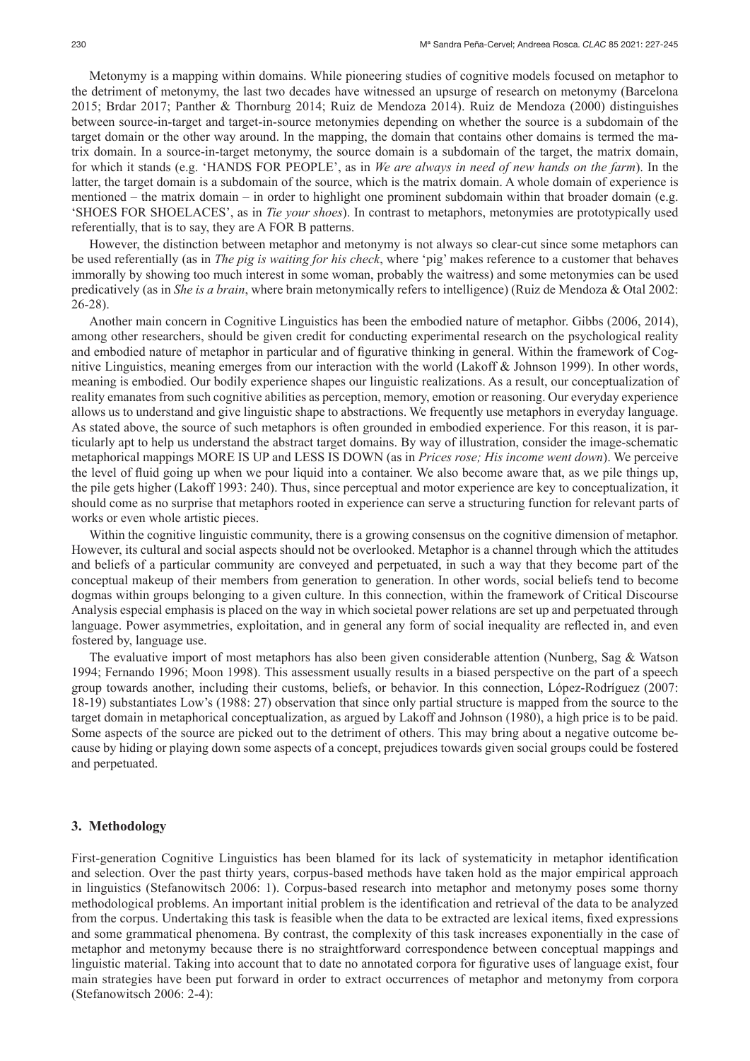Metonymy is a mapping within domains. While pioneering studies of cognitive models focused on metaphor to the detriment of metonymy, the last two decades have witnessed an upsurge of research on metonymy (Barcelona 2015; Brdar 2017; Panther & Thornburg 2014; Ruiz de Mendoza 2014). Ruiz de Mendoza (2000) distinguishes between source-in-target and target-in-source metonymies depending on whether the source is a subdomain of the target domain or the other way around. In the mapping, the domain that contains other domains is termed the matrix domain. In a source-in-target metonymy, the source domain is a subdomain of the target, the matrix domain, for which it stands (e.g. 'HANDS FOR PEOPLE', as in *We are always in need of new hands on the farm*). In the latter, the target domain is a subdomain of the source, which is the matrix domain. A whole domain of experience is mentioned – the matrix domain – in order to highlight one prominent subdomain within that broader domain (e.g. 'SHOES FOR SHOELACES', as in *Tie your shoes*). In contrast to metaphors, metonymies are prototypically used referentially, that is to say, they are A FOR B patterns.

However, the distinction between metaphor and metonymy is not always so clear-cut since some metaphors can be used referentially (as in *The pig is waiting for his check*, where 'pig' makes reference to a customer that behaves immorally by showing too much interest in some woman, probably the waitress) and some metonymies can be used predicatively (as in *She is a brain*, where brain metonymically refers to intelligence) (Ruiz de Mendoza & Otal 2002: 26-28).

Another main concern in Cognitive Linguistics has been the embodied nature of metaphor. Gibbs (2006, 2014), among other researchers, should be given credit for conducting experimental research on the psychological reality and embodied nature of metaphor in particular and of figurative thinking in general. Within the framework of Cognitive Linguistics, meaning emerges from our interaction with the world (Lakoff & Johnson 1999). In other words, meaning is embodied. Our bodily experience shapes our linguistic realizations. As a result, our conceptualization of reality emanates from such cognitive abilities as perception, memory, emotion or reasoning. Our everyday experience allows us to understand and give linguistic shape to abstractions. We frequently use metaphors in everyday language. As stated above, the source of such metaphors is often grounded in embodied experience. For this reason, it is particularly apt to help us understand the abstract target domains. By way of illustration, consider the image-schematic metaphorical mappings MORE IS UP and LESS IS DOWN (as in *Prices rose; His income went down*). We perceive the level of fluid going up when we pour liquid into a container. We also become aware that, as we pile things up, the pile gets higher (Lakoff 1993: 240). Thus, since perceptual and motor experience are key to conceptualization, it should come as no surprise that metaphors rooted in experience can serve a structuring function for relevant parts of works or even whole artistic pieces.

Within the cognitive linguistic community, there is a growing consensus on the cognitive dimension of metaphor. However, its cultural and social aspects should not be overlooked. Metaphor is a channel through which the attitudes and beliefs of a particular community are conveyed and perpetuated, in such a way that they become part of the conceptual makeup of their members from generation to generation. In other words, social beliefs tend to become dogmas within groups belonging to a given culture. In this connection, within the framework of Critical Discourse Analysis especial emphasis is placed on the way in which societal power relations are set up and perpetuated through language. Power asymmetries, exploitation, and in general any form of social inequality are reflected in, and even fostered by, language use.

The evaluative import of most metaphors has also been given considerable attention (Nunberg, Sag & Watson 1994; Fernando 1996; Moon 1998). This assessment usually results in a biased perspective on the part of a speech group towards another, including their customs, beliefs, or behavior. In this connection, López-Rodríguez (2007: 18-19) substantiates Low's (1988: 27) observation that since only partial structure is mapped from the source to the target domain in metaphorical conceptualization, as argued by Lakoff and Johnson (1980), a high price is to be paid. Some aspects of the source are picked out to the detriment of others. This may bring about a negative outcome because by hiding or playing down some aspects of a concept, prejudices towards given social groups could be fostered and perpetuated.

## 3. Methodology

First-generation Cognitive Linguistics has been blamed for its lack of systematicity in metaphor identification and selection. Over the past thirty years, corpus-based methods have taken hold as the major empirical approach in linguistics (Stefanowitsch 2006: 1). Corpus-based research into metaphor and metonymy poses some thorny methodological problems. An important initial problem is the identification and retrieval of the data to be analyzed from the corpus. Undertaking this task is feasible when the data to be extracted are lexical items, fixed expressions and some grammatical phenomena. By contrast, the complexity of this task increases exponentially in the case of metaphor and metonymy because there is no straightforward correspondence between conceptual mappings and linguistic material. Taking into account that to date no annotated corpora for figurative uses of language exist, four main strategies have been put forward in order to extract occurrences of metaphor and metonymy from corpora (Stefanowitsch 2006: 2-4):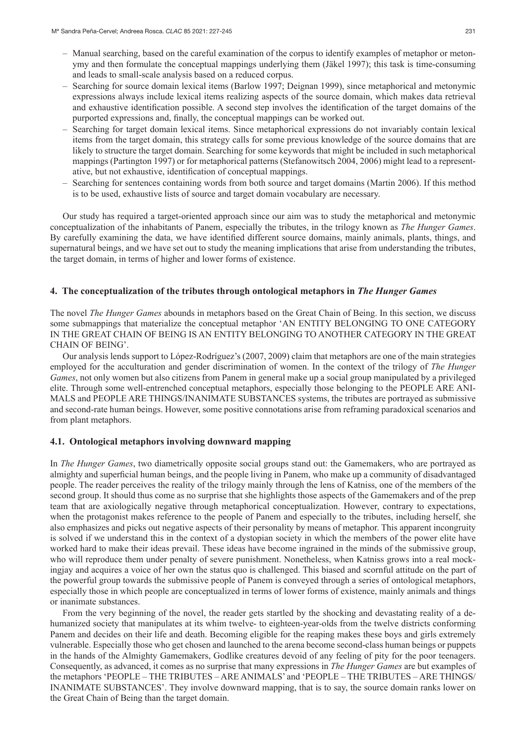- Manual searching, based on the careful examination of the corpus to identify examples of metaphor or metonymy and then formulate the conceptual mappings underlying them (Jäkel 1997); this task is time-consuming and leads to small-scale analysis based on a reduced corpus.
- Searching for source domain lexical items (Barlow 1997; Deignan 1999), since metaphorical and metonymic expressions always include lexical items realizing aspects of the source domain, which makes data retrieval and exhaustive identification possible. A second step involves the identification of the target domains of the purported expressions and, finally, the conceptual mappings can be worked out.
- Searching for target domain lexical items. Since metaphorical expressions do not invariably contain lexical items from the target domain, this strategy calls for some previous knowledge of the source domains that are likely to structure the target domain. Searching for some keywords that might be included in such metaphorical mappings (Partington 1997) or for metaphorical patterns (Stefanowitsch 2004, 2006) might lead to a representative, but not exhaustive, identification of conceptual mappings.
- Searching for sentences containing words from both source and target domains (Martin 2006). If this method is to be used, exhaustive lists of source and target domain vocabulary are necessary.

Our study has required a target-oriented approach since our aim was to study the metaphorical and metonymic conceptualization of the inhabitants of Panem, especially the tributes, in the trilogy known as *The Hunger Games*. By carefully examining the data, we have identified different source domains, mainly animals, plants, things, and supernatural beings, and we have set out to study the meaning implications that arise from understanding the tributes, the target domain, in terms of higher and lower forms of existence.

## 4. The conceptualization of the tributes through ontological metaphors in *The Hunger Games*

The novel *The Hunger Games* abounds in metaphors based on the Great Chain of Being. In this section, we discuss some submappings that materialize the conceptual metaphor 'AN ENTITY BELONGING TO ONE CATEGORY IN THE GREAT CHAIN OF BEING IS AN ENTITY BELONGING TO ANOTHER CATEGORY IN THE GREAT CHAIN OF BEING'.

Our analysis lends support to López-Rodríguez's (2007, 2009) claim that metaphors are one of the main strategies employed for the acculturation and gender discrimination of women. In the context of the trilogy of *The Hunger Games*, not only women but also citizens from Panem in general make up a social group manipulated by a privileged elite. Through some well-entrenched conceptual metaphors, especially those belonging to the PEOPLE ARE ANIMALS and PEOPLE ARE THINGS/INANIMATE SUBSTANCES systems, the tributes are portrayed as submissive and second-rate human beings. However, some positive connotations arise from reframing paradoxical scenarios and from plant metaphors.

### 4.1. Ontological metaphors involving downward mapping

In *The Hunger Games*, two diametrically opposite social groups stand out: the Gamemakers, who are portrayed as almighty and superficial human beings, and the people living in Panem, who make up a community of disadvantaged people. The reader perceives the reality of the trilogy mainly through the lens of Katniss, one of the members of the second group. It should thus come as no surprise that she highlights those aspects of the Gamemakers and of the prep team that are axiologically negative through metaphorical conceptualization. However, contrary to expectations, when the protagonist makes reference to the people of Panem and especially to the tributes, including herself, she also emphasizes and picks out negative aspects of their personality by means of metaphor. This apparent incongruity is solved if we understand this in the context of a dystopian society in which the members of the power elite have worked hard to make their ideas prevail. These ideas have become ingrained in the minds of the submissive group, who will reproduce them under penalty of severe punishment. Nonetheless, when Katniss grows into a real mockingjay and acquires a voice of her own the status quo is challenged. This biased and scornful attitude on the part of the powerful group towards the submissive people of Panem is conveyed through a series of ontological metaphors, especially those in which people are conceptualized in terms of lower forms of existence, mainly animals and things or inanimate substances.

From the very beginning of the novel, the reader gets startled by the shocking and devastating reality of a dehumanized society that manipulates at its whim twelve- to eighteen-year-olds from the twelve districts conforming Panem and decides on their life and death. Becoming eligible for the reaping makes these boys and girls extremely vulnerable. Especially those who get chosen and launched to the arena become second-class human beings or puppets in the hands of the Almighty Gamemakers, Godlike creatures devoid of any feeling of pity for the poor teenagers. Consequently, as advanced, it comes as no surprise that many expressions in *The Hunger Games* are but examples of the metaphors 'PEOPLE – THE TRIBUTES – ARE ANIMALS' and 'PEOPLE – THE TRIBUTES – ARE THINGS/INANIMATE SUBSTANCES'. They involve downward mapping, that is to say, the source domain ranks lower on the Great Chain of Being than the target domain.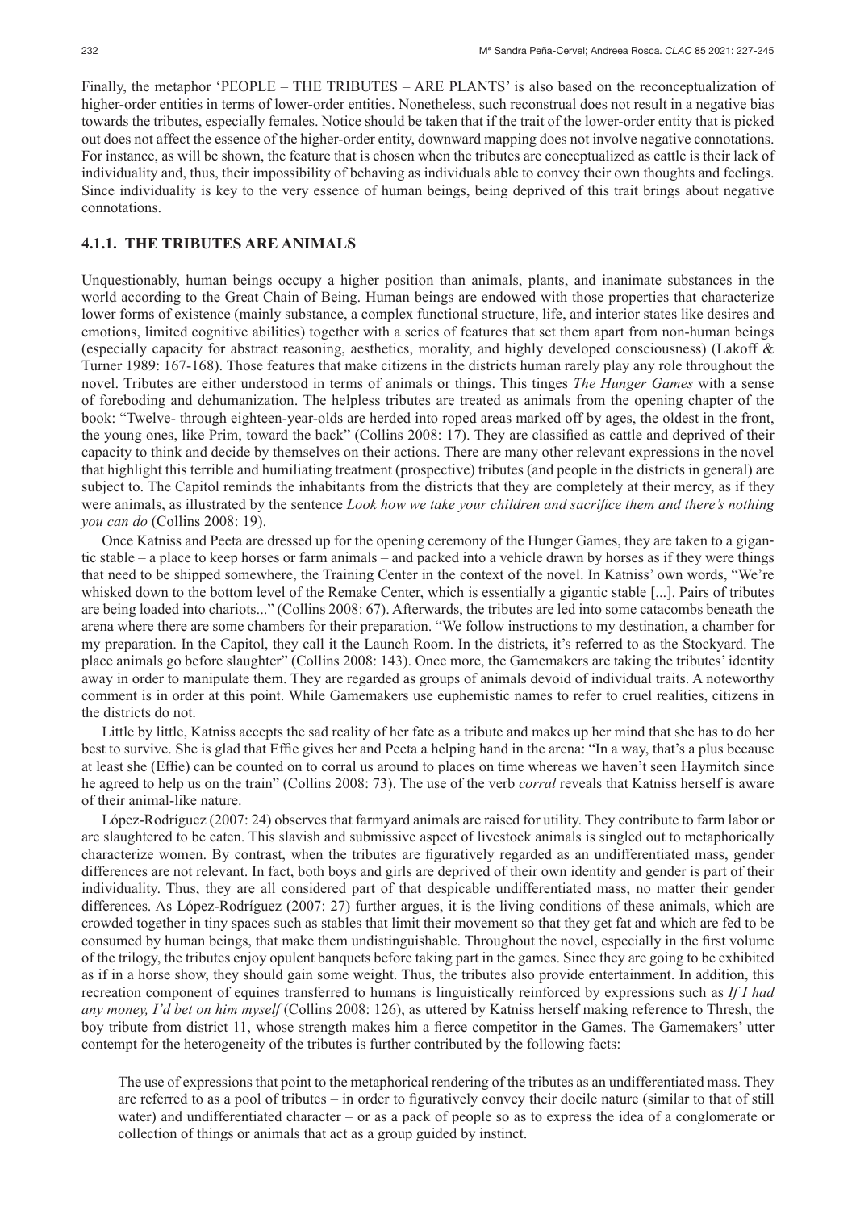Finally, the metaphor 'PEOPLE – THE TRIBUTES – ARE PLANTS' is also based on the reconceptualization of higher-order entities in terms of lower-order entities. Nonetheless, such reconstrual does not result in a negative bias towards the tributes, especially females. Notice should be taken that if the trait of the lower-order entity that is picked out does not affect the essence of the higher-order entity, downward mapping does not involve negative connotations. For instance, as will be shown, the feature that is chosen when the tributes are conceptualized as cattle is their lack of individuality and, thus, their impossibility of behaving as individuals able to convey their own thoughts and feelings. Since individuality is key to the very essence of human beings, being deprived of this trait brings about negative connotations.

### 4.1.1. THE TRIBUTES ARE ANIMALS

Unquestionably, human beings occupy a higher position than animals, plants, and inanimate substances in the world according to the Great Chain of Being. Human beings are endowed with those properties that characterize lower forms of existence (mainly substance, a complex functional structure, life, and interior states like desires and emotions, limited cognitive abilities) together with a series of features that set them apart from non-human beings (especially capacity for abstract reasoning, aesthetics, morality, and highly developed consciousness) (Lakoff & Turner 1989: 167-168). Those features that make citizens in the districts human rarely play any role throughout the novel. Tributes are either understood in terms of animals or things. This tinges *The Hunger Games* with a sense of foreboding and dehumanization. The helpless tributes are treated as animals from the opening chapter of the book: "Twelve- through eighteen-year-olds are herded into roped areas marked off by ages, the oldest in the front, the young ones, like Prim, toward the back" (Collins 2008: 17). They are classified as cattle and deprived of their capacity to think and decide by themselves on their actions. There are many other relevant expressions in the novel that highlight this terrible and humiliating treatment (prospective) tributes (and people in the districts in general) are subject to. The Capitol reminds the inhabitants from the districts that they are completely at their mercy, as if they were animals, as illustrated by the sentence *Look how we take your children and sacrifice them and there's nothing you can do* (Collins 2008: 19).

Once Katniss and Peeta are dressed up for the opening ceremony of the Hunger Games, they are taken to a gigantic stable – a place to keep horses or farm animals – and packed into a vehicle drawn by horses as if they were things that need to be shipped somewhere, the Training Center in the context of the novel. In Katniss' own words, "We're whisked down to the bottom level of the Remake Center, which is essentially a gigantic stable [...]. Pairs of tributes are being loaded into chariots..." (Collins 2008: 67). Afterwards, the tributes are led into some catacombs beneath the arena where there are some chambers for their preparation. "We follow instructions to my destination, a chamber for my preparation. In the Capitol, they call it the Launch Room. In the districts, it's referred to as the Stockyard. The place animals go before slaughter" (Collins 2008: 143). Once more, the Gamemakers are taking the tributes' identity away in order to manipulate them. They are regarded as groups of animals devoid of individual traits. A noteworthy comment is in order at this point. While Gamemakers use euphemistic names to refer to cruel realities, citizens in the districts do not.

Little by little, Katniss accepts the sad reality of her fate as a tribute and makes up her mind that she has to do her best to survive. She is glad that Effie gives her and Peeta a helping hand in the arena: "In a way, that's a plus because at least she (Effie) can be counted on to corral us around to places on time whereas we haven't seen Haymitch since he agreed to help us on the train" (Collins 2008: 73). The use of the verb *corral* reveals that Katniss herself is aware of their animal-like nature.

López-Rodríguez (2007: 24) observes that farmyard animals are raised for utility. They contribute to farm labor or are slaughtered to be eaten. This slavish and submissive aspect of livestock animals is singled out to metaphorically characterize women. By contrast, when the tributes are figuratively regarded as an undifferentiated mass, gender differences are not relevant. In fact, both boys and girls are deprived of their own identity and gender is part of their individuality. Thus, they are all considered part of that despicable undifferentiated mass, no matter their gender differences. As López-Rodríguez (2007: 27) further argues, it is the living conditions of these animals, which are crowded together in tiny spaces such as stables that limit their movement so that they get fat and which are fed to be consumed by human beings, that make them undistinguishable. Throughout the novel, especially in the first volume of the trilogy, the tributes enjoy opulent banquets before taking part in the games. Since they are going to be exhibited as if in a horse show, they should gain some weight. Thus, the tributes also provide entertainment. In addition, this recreation component of equines transferred to humans is linguistically reinforced by expressions such as *If I had any money, I'd bet on him myself* (Collins 2008: 126), as uttered by Katniss herself making reference to Thresh, the boy tribute from district 11, whose strength makes him a fierce competitor in the Games. The Gamemakers' utter contempt for the heterogeneity of the tributes is further contributed by the following facts:

- The use of expressions that point to the metaphorical rendering of the tributes as an undifferentiated mass. They are referred to as a pool of tributes – in order to figuratively convey their docile nature (similar to that of still water) and undifferentiated character – or as a pack of people so as to express the idea of a conglomerate or collection of things or animals that act as a group guided by instinct.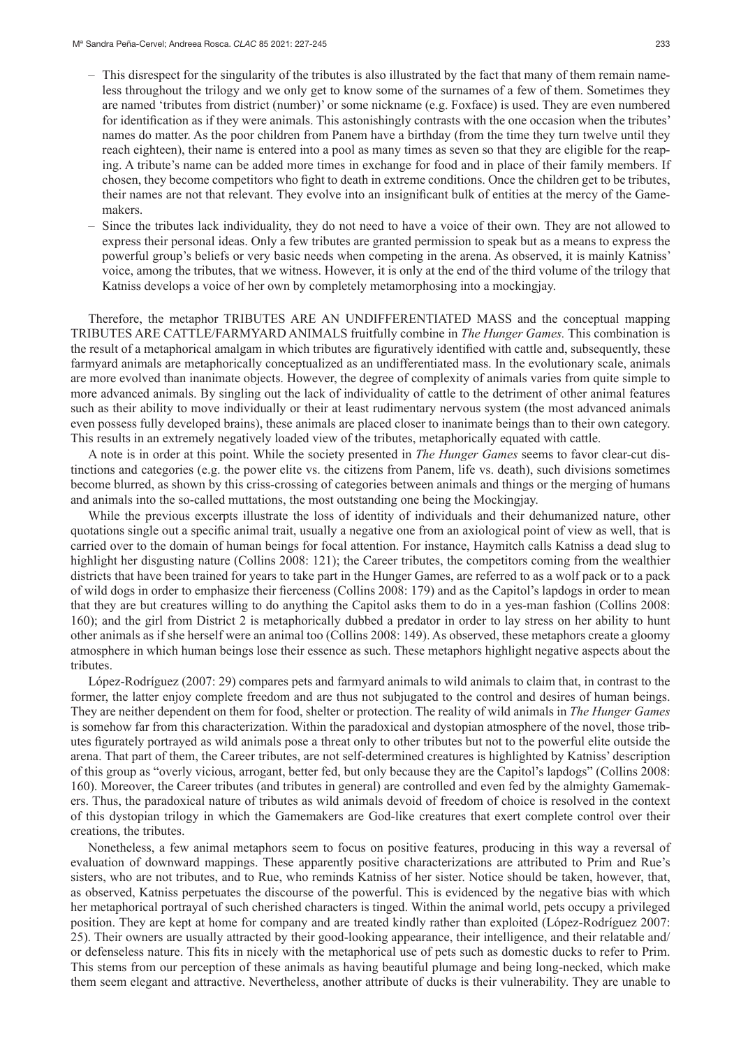- This disrespect for the singularity of the tributes is also illustrated by the fact that many of them remain nameless throughout the trilogy and we only get to know some of the surnames of a few of them. Sometimes they are named 'tributes from district (number)' or some nickname (e.g. Foxface) is used. They are even numbered for identification as if they were animals. This astonishingly contrasts with the one occasion when the tributes' names do matter. As the poor children from Panem have a birthday (from the time they turn twelve until they reach eighteen), their name is entered into a pool as many times as seven so that they are eligible for the reaping. A tribute's name can be added more times in exchange for food and in place of their family members. If chosen, they become competitors who fight to death in extreme conditions. Once the children get to be tributes, their names are not that relevant. They evolve into an insignificant bulk of entities at the mercy of the Gamemakers.
- Since the tributes lack individuality, they do not need to have a voice of their own. They are not allowed to express their personal ideas. Only a few tributes are granted permission to speak but as a means to express the powerful group's beliefs or very basic needs when competing in the arena. As observed, it is mainly Katniss' voice, among the tributes, that we witness. However, it is only at the end of the third volume of the trilogy that Katniss develops a voice of her own by completely metamorphosing into a mockingjay.

Therefore, the metaphor TRIBUTES ARE AN UNDIFFERENTIATED MASS and the conceptual mapping TRIBUTES ARE CATTLE/FARMYARD ANIMALS fruitfully combine in *The Hunger Games.* This combination is the result of a metaphorical amalgam in which tributes are figuratively identified with cattle and, subsequently, these farmyard animals are metaphorically conceptualized as an undifferentiated mass. In the evolutionary scale, animals are more evolved than inanimate objects. However, the degree of complexity of animals varies from quite simple to more advanced animals. By singling out the lack of individuality of cattle to the detriment of other animal features such as their ability to move individually or their at least rudimentary nervous system (the most advanced animals even possess fully developed brains), these animals are placed closer to inanimate beings than to their own category. This results in an extremely negatively loaded view of the tributes, metaphorically equated with cattle.

A note is in order at this point. While the society presented in *The Hunger Games* seems to favor clear-cut distinctions and categories (e.g. the power elite vs. the citizens from Panem, life vs. death), such divisions sometimes become blurred, as shown by this criss-crossing of categories between animals and things or the merging of humans and animals into the so-called muttations, the most outstanding one being the Mockingjay.

While the previous excerpts illustrate the loss of identity of individuals and their dehumanized nature, other quotations single out a specific animal trait, usually a negative one from an axiological point of view as well, that is carried over to the domain of human beings for focal attention. For instance, Haymitch calls Katniss a dead slug to highlight her disgusting nature (Collins 2008: 121); the Career tributes, the competitors coming from the wealthier districts that have been trained for years to take part in the Hunger Games, are referred to as a wolf pack or to a pack of wild dogs in order to emphasize their fierceness (Collins 2008: 179) and as the Capitol's lapdogs in order to mean that they are but creatures willing to do anything the Capitol asks them to do in a yes-man fashion (Collins 2008: 160); and the girl from District 2 is metaphorically dubbed a predator in order to lay stress on her ability to hunt other animals as if she herself were an animal too (Collins 2008: 149). As observed, these metaphors create a gloomy atmosphere in which human beings lose their essence as such. These metaphors highlight negative aspects about the tributes.

López-Rodríguez (2007: 29) compares pets and farmyard animals to wild animals to claim that, in contrast to the former, the latter enjoy complete freedom and are thus not subjugated to the control and desires of human beings. They are neither dependent on them for food, shelter or protection. The reality of wild animals in *The Hunger Games* is somehow far from this characterization. Within the paradoxical and dystopian atmosphere of the novel, those tributes figurately portrayed as wild animals pose a threat only to other tributes but not to the powerful elite outside the arena. That part of them, the Career tributes, are not self-determined creatures is highlighted by Katniss' description of this group as "overly vicious, arrogant, better fed, but only because they are the Capitol's lapdogs" (Collins 2008: 160). Moreover, the Career tributes (and tributes in general) are controlled and even fed by the almighty Gamemakers. Thus, the paradoxical nature of tributes as wild animals devoid of freedom of choice is resolved in the context of this dystopian trilogy in which the Gamemakers are God-like creatures that exert complete control over their creations, the tributes.

Nonetheless, a few animal metaphors seem to focus on positive features, producing in this way a reversal of evaluation of downward mappings. These apparently positive characterizations are attributed to Prim and Rue's sisters, who are not tributes, and to Rue, who reminds Katniss of her sister. Notice should be taken, however, that, as observed, Katniss perpetuates the discourse of the powerful. This is evidenced by the negative bias with which her metaphorical portrayal of such cherished characters is tinged. Within the animal world, pets occupy a privileged position. They are kept at home for company and are treated kindly rather than exploited (López-Rodríguez 2007: 25). Their owners are usually attracted by their good-looking appearance, their intelligence, and their relatable and/or defenseless nature. This fits in nicely with the metaphorical use of pets such as domestic ducks to refer to Prim. This stems from our perception of these animals as having beautiful plumage and being long-necked, which make them seem elegant and attractive. Nevertheless, another attribute of ducks is their vulnerability. They are unable to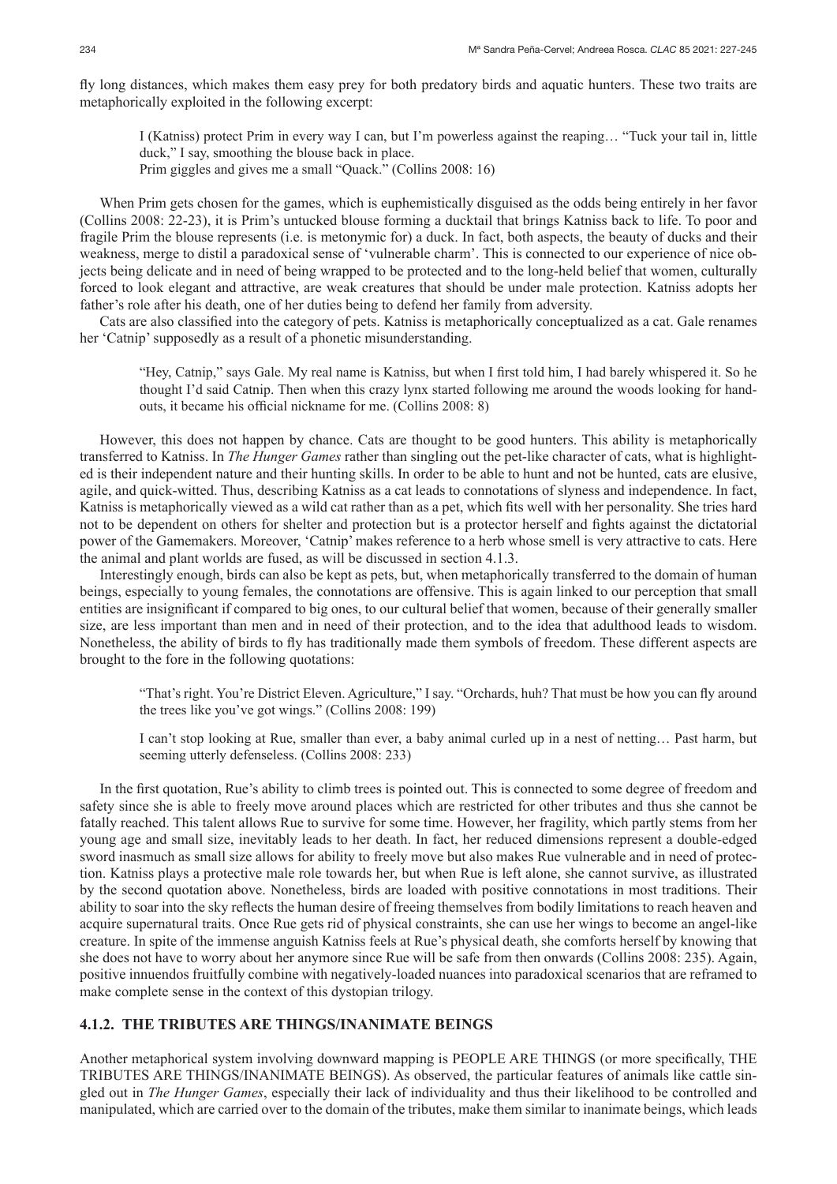fly long distances, which makes them easy prey for both predatory birds and aquatic hunters. These two traits are metaphorically exploited in the following excerpt:

> I (Katniss) protect Prim in every way I can, but I'm powerless against the reaping… "Tuck your tail in, little duck," I say, smoothing the blouse back in place.
> Prim giggles and gives me a small "Quack." (Collins 2008: 16)

When Prim gets chosen for the games, which is euphemistically disguised as the odds being entirely in her favor (Collins 2008: 22-23), it is Prim's untucked blouse forming a ducktail that brings Katniss back to life. To poor and fragile Prim the blouse represents (i.e. is metonymic for) a duck. In fact, both aspects, the beauty of ducks and their weakness, merge to distil a paradoxical sense of 'vulnerable charm'. This is connected to our experience of nice objects being delicate and in need of being wrapped to be protected and to the long-held belief that women, culturally forced to look elegant and attractive, are weak creatures that should be under male protection. Katniss adopts her father's role after his death, one of her duties being to defend her family from adversity.

Cats are also classified into the category of pets. Katniss is metaphorically conceptualized as a cat. Gale renames her 'Catnip' supposedly as a result of a phonetic misunderstanding.

> "Hey, Catnip," says Gale. My real name is Katniss, but when I first told him, I had barely whispered it. So he thought I'd said Catnip. Then when this crazy lynx started following me around the woods looking for handouts, it became his official nickname for me. (Collins 2008: 8)

However, this does not happen by chance. Cats are thought to be good hunters. This ability is metaphorically transferred to Katniss. In *The Hunger Games* rather than singling out the pet-like character of cats, what is highlighted is their independent nature and their hunting skills. In order to be able to hunt and not be hunted, cats are elusive, agile, and quick-witted. Thus, describing Katniss as a cat leads to connotations of slyness and independence. In fact, Katniss is metaphorically viewed as a wild cat rather than as a pet, which fits well with her personality. She tries hard not to be dependent on others for shelter and protection but is a protector herself and fights against the dictatorial power of the Gamemakers. Moreover, 'Catnip' makes reference to a herb whose smell is very attractive to cats. Here the animal and plant worlds are fused, as will be discussed in section 4.1.3.

Interestingly enough, birds can also be kept as pets, but, when metaphorically transferred to the domain of human beings, especially to young females, the connotations are offensive. This is again linked to our perception that small entities are insignificant if compared to big ones, to our cultural belief that women, because of their generally smaller size, are less important than men and in need of their protection, and to the idea that adulthood leads to wisdom. Nonetheless, the ability of birds to fly has traditionally made them symbols of freedom. These different aspects are brought to the fore in the following quotations:

> "That's right. You're District Eleven. Agriculture," I say. "Orchards, huh? That must be how you can fly around the trees like you've got wings." (Collins 2008: 199)

> I can't stop looking at Rue, smaller than ever, a baby animal curled up in a nest of netting… Past harm, but seeming utterly defenseless. (Collins 2008: 233)

In the first quotation, Rue's ability to climb trees is pointed out. This is connected to some degree of freedom and safety since she is able to freely move around places which are restricted for other tributes and thus she cannot be fatally reached. This talent allows Rue to survive for some time. However, her fragility, which partly stems from her young age and small size, inevitably leads to her death. In fact, her reduced dimensions represent a double-edged sword inasmuch as small size allows for ability to freely move but also makes Rue vulnerable and in need of protection. Katniss plays a protective male role towards her, but when Rue is left alone, she cannot survive, as illustrated by the second quotation above. Nonetheless, birds are loaded with positive connotations in most traditions. Their ability to soar into the sky reflects the human desire of freeing themselves from bodily limitations to reach heaven and acquire supernatural traits. Once Rue gets rid of physical constraints, she can use her wings to become an angel-like creature. In spite of the immense anguish Katniss feels at Rue's physical death, she comforts herself by knowing that she does not have to worry about her anymore since Rue will be safe from then onwards (Collins 2008: 235). Again, positive innuendos fruitfully combine with negatively-loaded nuances into paradoxical scenarios that are reframed to make complete sense in the context of this dystopian trilogy.

#### 4.1.2. THE TRIBUTES ARE THINGS/INANIMATE BEINGS

Another metaphorical system involving downward mapping is PEOPLE ARE THINGS (or more specifically, THE TRIBUTES ARE THINGS/INANIMATE BEINGS). As observed, the particular features of animals like cattle singled out in *The Hunger Games*, especially their lack of individuality and thus their likelihood to be controlled and manipulated, which are carried over to the domain of the tributes, make them similar to inanimate beings, which leads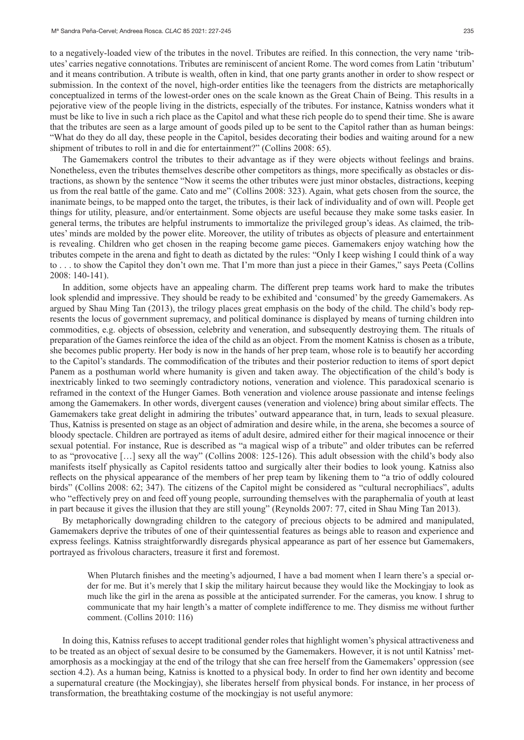to a negatively-loaded view of the tributes in the novel. Tributes are reified. In this connection, the very name 'tributes' carries negative connotations. Tributes are reminiscent of ancient Rome. The word comes from Latin 'tributum' and it means contribution. A tribute is wealth, often in kind, that one party grants another in order to show respect or submission. In the context of the novel, high-order entities like the teenagers from the districts are metaphorically conceptualized in terms of the lowest-order ones on the scale known as the Great Chain of Being. This results in a pejorative view of the people living in the districts, especially of the tributes. For instance, Katniss wonders what it must be like to live in such a rich place as the Capitol and what these rich people do to spend their time. She is aware that the tributes are seen as a large amount of goods piled up to be sent to the Capitol rather than as human beings: "What do they do all day, these people in the Capitol, besides decorating their bodies and waiting around for a new shipment of tributes to roll in and die for entertainment?" (Collins 2008: 65).

The Gamemakers control the tributes to their advantage as if they were objects without feelings and brains. Nonetheless, even the tributes themselves describe other competitors as things, more specifically as obstacles or distractions, as shown by the sentence "Now it seems the other tributes were just minor obstacles, distractions, keeping us from the real battle of the game. Cato and me" (Collins 2008: 323). Again, what gets chosen from the source, the inanimate beings, to be mapped onto the target, the tributes, is their lack of individuality and of own will. People get things for utility, pleasure, and/or entertainment. Some objects are useful because they make some tasks easier. In general terms, the tributes are helpful instruments to immortalize the privileged group's ideas. As claimed, the tributes' minds are molded by the power elite. Moreover, the utility of tributes as objects of pleasure and entertainment is revealing. Children who get chosen in the reaping become game pieces. Gamemakers enjoy watching how the tributes compete in the arena and fight to death as dictated by the rules: "Only I keep wishing I could think of a way to . . . to show the Capitol they don't own me. That I'm more than just a piece in their Games," says Peeta (Collins 2008: 140-141).

In addition, some objects have an appealing charm. The different prep teams work hard to make the tributes look splendid and impressive. They should be ready to be exhibited and 'consumed' by the greedy Gamemakers. As argued by Shau Ming Tan (2013), the trilogy places great emphasis on the body of the child. The child's body represents the locus of government supremacy, and political dominance is displayed by means of turning children into commodities, e.g. objects of obsession, celebrity and veneration, and subsequently destroying them. The rituals of preparation of the Games reinforce the idea of the child as an object. From the moment Katniss is chosen as a tribute, she becomes public property. Her body is now in the hands of her prep team, whose role is to beautify her according to the Capitol's standards. The commodification of the tributes and their posterior reduction to items of sport depict Panem as a posthuman world where humanity is given and taken away. The objectification of the child's body is inextricably linked to two seemingly contradictory notions, veneration and violence. This paradoxical scenario is reframed in the context of the Hunger Games. Both veneration and violence arouse passionate and intense feelings among the Gamemakers. In other words, divergent causes (veneration and violence) bring about similar effects. The Gamemakers take great delight in admiring the tributes' outward appearance that, in turn, leads to sexual pleasure. Thus, Katniss is presented on stage as an object of admiration and desire while, in the arena, she becomes a source of bloody spectacle. Children are portrayed as items of adult desire, admired either for their magical innocence or their sexual potential. For instance, Rue is described as "a magical wisp of a tribute" and older tributes can be referred to as "provocative […] sexy all the way" (Collins 2008: 125-126). This adult obsession with the child's body also manifests itself physically as Capitol residents tattoo and surgically alter their bodies to look young. Katniss also reflects on the physical appearance of the members of her prep team by likening them to "a trio of oddly coloured birds" (Collins 2008: 62; 347). The citizens of the Capitol might be considered as "cultural necrophiliacs", adults who "effectively prey on and feed off young people, surrounding themselves with the paraphernalia of youth at least in part because it gives the illusion that they are still young" (Reynolds 2007: 77, cited in Shau Ming Tan 2013).

By metaphorically downgrading children to the category of precious objects to be admired and manipulated, Gamemakers deprive the tributes of one of their quintessential features as beings able to reason and experience and express feelings. Katniss straightforwardly disregards physical appearance as part of her essence but Gamemakers, portrayed as frivolous characters, treasure it first and foremost.

> When Plutarch finishes and the meeting's adjourned, I have a bad moment when I learn there's a special order for me. But it's merely that I skip the military haircut because they would like the Mockingjay to look as much like the girl in the arena as possible at the anticipated surrender. For the cameras, you know. I shrug to communicate that my hair length's a matter of complete indifference to me. They dismiss me without further comment. (Collins 2010: 116)

In doing this, Katniss refuses to accept traditional gender roles that highlight women's physical attractiveness and to be treated as an object of sexual desire to be consumed by the Gamemakers. However, it is not until Katniss' metamorphosis as a mockingjay at the end of the trilogy that she can free herself from the Gamemakers' oppression (see section 4.2). As a human being, Katniss is knotted to a physical body. In order to find her own identity and become a supernatural creature (the Mockingjay), she liberates herself from physical bonds. For instance, in her process of transformation, the breathtaking costume of the mockingjay is not useful anymore: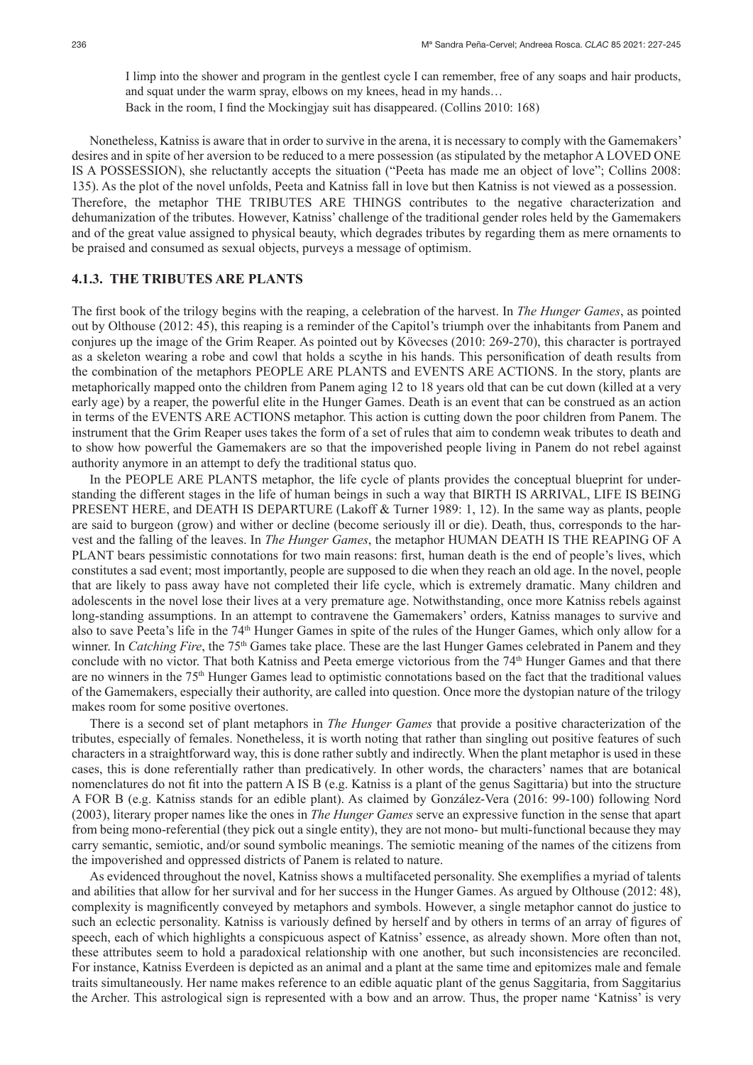I limp into the shower and program in the gentlest cycle I can remember, free of any soaps and hair products, and squat under the warm spray, elbows on my knees, head in my hands…

Back in the room, I find the Mockingjay suit has disappeared. (Collins 2010: 168)

Nonetheless, Katniss is aware that in order to survive in the arena, it is necessary to comply with the Gamemakers' desires and in spite of her aversion to be reduced to a mere possession (as stipulated by the metaphor A LOVED ONE IS A POSSESSION), she reluctantly accepts the situation ("Peeta has made me an object of love"; Collins 2008: 135). As the plot of the novel unfolds, Peeta and Katniss fall in love but then Katniss is not viewed as a possession. Therefore, the metaphor THE TRIBUTES ARE THINGS contributes to the negative characterization and dehumanization of the tributes. However, Katniss' challenge of the traditional gender roles held by the Gamemakers and of the great value assigned to physical beauty, which degrades tributes by regarding them as mere ornaments to be praised and consumed as sexual objects, purveys a message of optimism.

### 4.1.3. THE TRIBUTES ARE PLANTS

The first book of the trilogy begins with the reaping, a celebration of the harvest. In *The Hunger Games*, as pointed out by Olthouse (2012: 45), this reaping is a reminder of the Capitol's triumph over the inhabitants from Panem and conjures up the image of the Grim Reaper. As pointed out by Kövecses (2010: 269-270), this character is portrayed as a skeleton wearing a robe and cowl that holds a scythe in his hands. This personification of death results from the combination of the metaphors PEOPLE ARE PLANTS and EVENTS ARE ACTIONS. In the story, plants are metaphorically mapped onto the children from Panem aging 12 to 18 years old that can be cut down (killed at a very early age) by a reaper, the powerful elite in the Hunger Games. Death is an event that can be construed as an action in terms of the EVENTS ARE ACTIONS metaphor. This action is cutting down the poor children from Panem. The instrument that the Grim Reaper uses takes the form of a set of rules that aim to condemn weak tributes to death and to show how powerful the Gamemakers are so that the impoverished people living in Panem do not rebel against authority anymore in an attempt to defy the traditional status quo.

In the PEOPLE ARE PLANTS metaphor, the life cycle of plants provides the conceptual blueprint for understanding the different stages in the life of human beings in such a way that BIRTH IS ARRIVAL, LIFE IS BEING PRESENT HERE, and DEATH IS DEPARTURE (Lakoff & Turner 1989: 1, 12). In the same way as plants, people are said to burgeon (grow) and wither or decline (become seriously ill or die). Death, thus, corresponds to the harvest and the falling of the leaves. In *The Hunger Games*, the metaphor HUMAN DEATH IS THE REAPING OF A PLANT bears pessimistic connotations for two main reasons: first, human death is the end of people's lives, which constitutes a sad event; most importantly, people are supposed to die when they reach an old age. In the novel, people that are likely to pass away have not completed their life cycle, which is extremely dramatic. Many children and adolescents in the novel lose their lives at a very premature age. Notwithstanding, once more Katniss rebels against long-standing assumptions. In an attempt to contravene the Gamemakers' orders, Katniss manages to survive and also to save Peeta's life in the 74th Hunger Games in spite of the rules of the Hunger Games, which only allow for a winner. In *Catching Fire*, the 75th Games take place. These are the last Hunger Games celebrated in Panem and they conclude with no victor. That both Katniss and Peeta emerge victorious from the 74th Hunger Games and that there are no winners in the 75th Hunger Games lead to optimistic connotations based on the fact that the traditional values of the Gamemakers, especially their authority, are called into question. Once more the dystopian nature of the trilogy makes room for some positive overtones.

There is a second set of plant metaphors in *The Hunger Games* that provide a positive characterization of the tributes, especially of females. Nonetheless, it is worth noting that rather than singling out positive features of such characters in a straightforward way, this is done rather subtly and indirectly. When the plant metaphor is used in these cases, this is done referentially rather than predicatively. In other words, the characters' names that are botanical nomenclatures do not fit into the pattern A IS B (e.g. Katniss is a plant of the genus Sagittaria) but into the structure A FOR B (e.g. Katniss stands for an edible plant). As claimed by González-Vera (2016: 99-100) following Nord (2003), literary proper names like the ones in *The Hunger Games* serve an expressive function in the sense that apart from being mono-referential (they pick out a single entity), they are not mono- but multi-functional because they may carry semantic, semiotic, and/or sound symbolic meanings. The semiotic meaning of the names of the citizens from the impoverished and oppressed districts of Panem is related to nature.

As evidenced throughout the novel, Katniss shows a multifaceted personality. She exemplifies a myriad of talents and abilities that allow for her survival and for her success in the Hunger Games. As argued by Olthouse (2012: 48), complexity is magnificently conveyed by metaphors and symbols. However, a single metaphor cannot do justice to such an eclectic personality. Katniss is variously defined by herself and by others in terms of an array of figures of speech, each of which highlights a conspicuous aspect of Katniss' essence, as already shown. More often than not, these attributes seem to hold a paradoxical relationship with one another, but such inconsistencies are reconciled. For instance, Katniss Everdeen is depicted as an animal and a plant at the same time and epitomizes male and female traits simultaneously. Her name makes reference to an edible aquatic plant of the genus Saggitaria, from Saggitarius the Archer. This astrological sign is represented with a bow and an arrow. Thus, the proper name 'Katniss' is very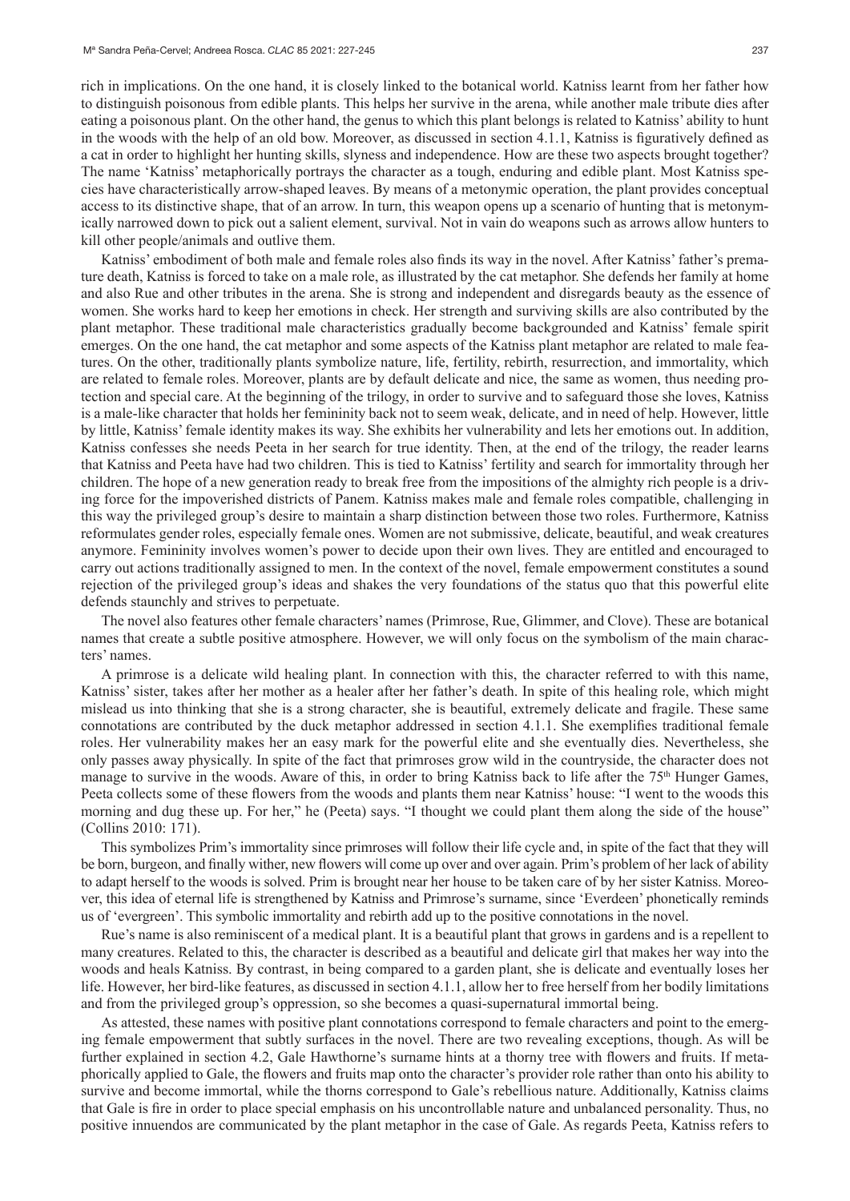rich in implications. On the one hand, it is closely linked to the botanical world. Katniss learnt from her father how to distinguish poisonous from edible plants. This helps her survive in the arena, while another male tribute dies after eating a poisonous plant. On the other hand, the genus to which this plant belongs is related to Katniss' ability to hunt in the woods with the help of an old bow. Moreover, as discussed in section 4.1.1, Katniss is figuratively defined as a cat in order to highlight her hunting skills, slyness and independence. How are these two aspects brought together? The name 'Katniss' metaphorically portrays the character as a tough, enduring and edible plant. Most Katniss species have characteristically arrow-shaped leaves. By means of a metonymic operation, the plant provides conceptual access to its distinctive shape, that of an arrow. In turn, this weapon opens up a scenario of hunting that is metonymically narrowed down to pick out a salient element, survival. Not in vain do weapons such as arrows allow hunters to kill other people/animals and outlive them.

Katniss' embodiment of both male and female roles also finds its way in the novel. After Katniss' father's premature death, Katniss is forced to take on a male role, as illustrated by the cat metaphor. She defends her family at home and also Rue and other tributes in the arena. She is strong and independent and disregards beauty as the essence of women. She works hard to keep her emotions in check. Her strength and surviving skills are also contributed by the plant metaphor. These traditional male characteristics gradually become backgrounded and Katniss' female spirit emerges. On the one hand, the cat metaphor and some aspects of the Katniss plant metaphor are related to male features. On the other, traditionally plants symbolize nature, life, fertility, rebirth, resurrection, and immortality, which are related to female roles. Moreover, plants are by default delicate and nice, the same as women, thus needing protection and special care. At the beginning of the trilogy, in order to survive and to safeguard those she loves, Katniss is a male-like character that holds her femininity back not to seem weak, delicate, and in need of help. However, little by little, Katniss' female identity makes its way. She exhibits her vulnerability and lets her emotions out. In addition, Katniss confesses she needs Peeta in her search for true identity. Then, at the end of the trilogy, the reader learns that Katniss and Peeta have had two children. This is tied to Katniss' fertility and search for immortality through her children. The hope of a new generation ready to break free from the impositions of the almighty rich people is a driving force for the impoverished districts of Panem. Katniss makes male and female roles compatible, challenging in this way the privileged group's desire to maintain a sharp distinction between those two roles. Furthermore, Katniss reformulates gender roles, especially female ones. Women are not submissive, delicate, beautiful, and weak creatures anymore. Femininity involves women's power to decide upon their own lives. They are entitled and encouraged to carry out actions traditionally assigned to men. In the context of the novel, female empowerment constitutes a sound rejection of the privileged group's ideas and shakes the very foundations of the status quo that this powerful elite defends staunchly and strives to perpetuate.

The novel also features other female characters' names (Primrose, Rue, Glimmer, and Clove). These are botanical names that create a subtle positive atmosphere. However, we will only focus on the symbolism of the main characters' names.

A primrose is a delicate wild healing plant. In connection with this, the character referred to with this name, Katniss' sister, takes after her mother as a healer after her father's death. In spite of this healing role, which might mislead us into thinking that she is a strong character, she is beautiful, extremely delicate and fragile. These same connotations are contributed by the duck metaphor addressed in section 4.1.1. She exemplifies traditional female roles. Her vulnerability makes her an easy mark for the powerful elite and she eventually dies. Nevertheless, she only passes away physically. In spite of the fact that primroses grow wild in the countryside, the character does not manage to survive in the woods. Aware of this, in order to bring Katniss back to life after the 75th Hunger Games, Peeta collects some of these flowers from the woods and plants them near Katniss' house: "I went to the woods this morning and dug these up. For her," he (Peeta) says. "I thought we could plant them along the side of the house" (Collins 2010: 171).

This symbolizes Prim's immortality since primroses will follow their life cycle and, in spite of the fact that they will be born, burgeon, and finally wither, new flowers will come up over and over again. Prim's problem of her lack of ability to adapt herself to the woods is solved. Prim is brought near her house to be taken care of by her sister Katniss. Moreover, this idea of eternal life is strengthened by Katniss and Primrose's surname, since 'Everdeen' phonetically reminds us of 'evergreen'. This symbolic immortality and rebirth add up to the positive connotations in the novel.

Rue's name is also reminiscent of a medical plant. It is a beautiful plant that grows in gardens and is a repellent to many creatures. Related to this, the character is described as a beautiful and delicate girl that makes her way into the woods and heals Katniss. By contrast, in being compared to a garden plant, she is delicate and eventually loses her life. However, her bird-like features, as discussed in section 4.1.1, allow her to free herself from her bodily limitations and from the privileged group's oppression, so she becomes a quasi-supernatural immortal being.

As attested, these names with positive plant connotations correspond to female characters and point to the emerging female empowerment that subtly surfaces in the novel. There are two revealing exceptions, though. As will be further explained in section 4.2, Gale Hawthorne's surname hints at a thorny tree with flowers and fruits. If metaphorically applied to Gale, the flowers and fruits map onto the character's provider role rather than onto his ability to survive and become immortal, while the thorns correspond to Gale's rebellious nature. Additionally, Katniss claims that Gale is fire in order to place special emphasis on his uncontrollable nature and unbalanced personality. Thus, no positive innuendos are communicated by the plant metaphor in the case of Gale. As regards Peeta, Katniss refers to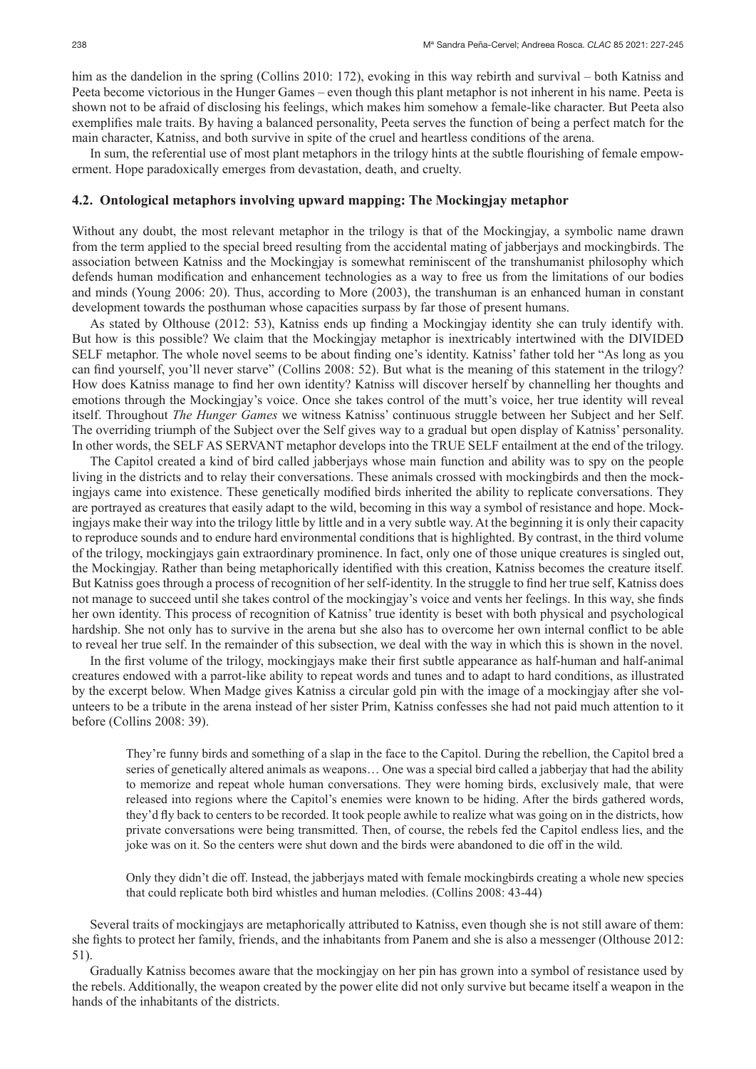him as the dandelion in the spring (Collins 2010: 172), evoking in this way rebirth and survival – both Katniss and Peeta become victorious in the Hunger Games – even though this plant metaphor is not inherent in his name. Peeta is shown not to be afraid of disclosing his feelings, which makes him somehow a female-like character. But Peeta also exemplifies male traits. By having a balanced personality, Peeta serves the function of being a perfect match for the main character, Katniss, and both survive in spite of the cruel and heartless conditions of the arena.

In sum, the referential use of most plant metaphors in the trilogy hints at the subtle flourishing of female empowerment. Hope paradoxically emerges from devastation, death, and cruelty.

### 4.2. Ontological metaphors involving upward mapping: The Mockingjay metaphor

Without any doubt, the most relevant metaphor in the trilogy is that of the Mockingjay, a symbolic name drawn from the term applied to the special breed resulting from the accidental mating of jabberjays and mockingbirds. The association between Katniss and the Mockingjay is somewhat reminiscent of the transhumanist philosophy which defends human modification and enhancement technologies as a way to free us from the limitations of our bodies and minds (Young 2006: 20). Thus, according to More (2003), the transhuman is an enhanced human in constant development towards the posthuman whose capacities surpass by far those of present humans.

As stated by Olthouse (2012: 53), Katniss ends up finding a Mockingjay identity she can truly identify with. But how is this possible? We claim that the Mockingjay metaphor is inextricably intertwined with the DIVIDED SELF metaphor. The whole novel seems to be about finding one's identity. Katniss' father told her "As long as you can find yourself, you'll never starve" (Collins 2008: 52). But what is the meaning of this statement in the trilogy? How does Katniss manage to find her own identity? Katniss will discover herself by channelling her thoughts and emotions through the Mockingjay's voice. Once she takes control of the mutt's voice, her true identity will reveal itself. Throughout *The Hunger Games* we witness Katniss' continuous struggle between her Subject and her Self. The overriding triumph of the Subject over the Self gives way to a gradual but open display of Katniss' personality. In other words, the SELF AS SERVANT metaphor develops into the TRUE SELF entailment at the end of the trilogy.

The Capitol created a kind of bird called jabberjays whose main function and ability was to spy on the people living in the districts and to relay their conversations. These animals crossed with mockingbirds and then the mockingjays came into existence. These genetically modified birds inherited the ability to replicate conversations. They are portrayed as creatures that easily adapt to the wild, becoming in this way a symbol of resistance and hope. Mockingjays make their way into the trilogy little by little and in a very subtle way. At the beginning it is only their capacity to reproduce sounds and to endure hard environmental conditions that is highlighted. By contrast, in the third volume of the trilogy, mockingjays gain extraordinary prominence. In fact, only one of those unique creatures is singled out, the Mockingjay. Rather than being metaphorically identified with this creation, Katniss becomes the creature itself. But Katniss goes through a process of recognition of her self-identity. In the struggle to find her true self, Katniss does not manage to succeed until she takes control of the mockingjay's voice and vents her feelings. In this way, she finds her own identity. This process of recognition of Katniss' true identity is beset with both physical and psychological hardship. She not only has to survive in the arena but she also has to overcome her own internal conflict to be able to reveal her true self. In the remainder of this subsection, we deal with the way in which this is shown in the novel.

In the first volume of the trilogy, mockingjays make their first subtle appearance as half-human and half-animal creatures endowed with a parrot-like ability to repeat words and tunes and to adapt to hard conditions, as illustrated by the excerpt below. When Madge gives Katniss a circular gold pin with the image of a mockingjay after she volunteers to be a tribute in the arena instead of her sister Prim, Katniss confesses she had not paid much attention to it before (Collins 2008: 39).

> They're funny birds and something of a slap in the face to the Capitol. During the rebellion, the Capitol bred a series of genetically altered animals as weapons… One was a special bird called a jabberjay that had the ability to memorize and repeat whole human conversations. They were homing birds, exclusively male, that were released into regions where the Capitol's enemies were known to be hiding. After the birds gathered words, they'd fly back to centers to be recorded. It took people awhile to realize what was going on in the districts, how private conversations were being transmitted. Then, of course, the rebels fed the Capitol endless lies, and the joke was on it. So the centers were shut down and the birds were abandoned to die off in the wild.
>
> Only they didn't die off. Instead, the jabberjays mated with female mockingbirds creating a whole new species that could replicate both bird whistles and human melodies. (Collins 2008: 43-44)

Several traits of mockingjays are metaphorically attributed to Katniss, even though she is not still aware of them: she fights to protect her family, friends, and the inhabitants from Panem and she is also a messenger (Olthouse 2012: 51).

Gradually Katniss becomes aware that the mockingjay on her pin has grown into a symbol of resistance used by the rebels. Additionally, the weapon created by the power elite did not only survive but became itself a weapon in the hands of the inhabitants of the districts.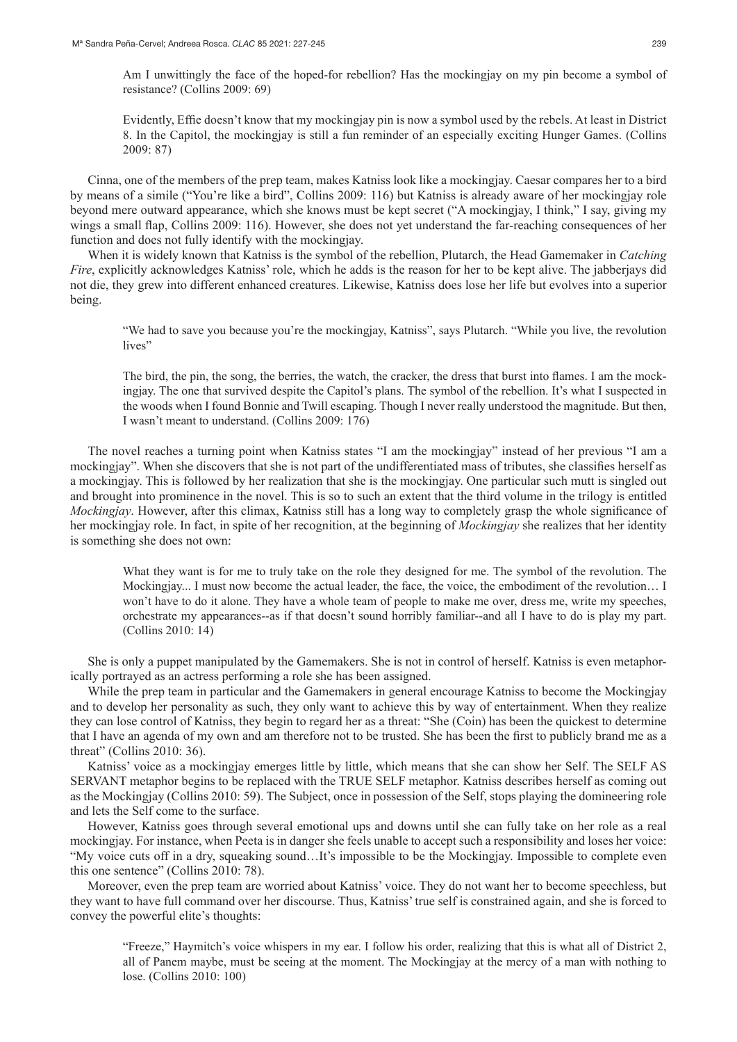> Am I unwittingly the face of the hoped-for rebellion? Has the mockingjay on my pin become a symbol of resistance? (Collins 2009: 69)

> Evidently, Effie doesn't know that my mockingjay pin is now a symbol used by the rebels. At least in District 8. In the Capitol, the mockingjay is still a fun reminder of an especially exciting Hunger Games. (Collins 2009: 87)

Cinna, one of the members of the prep team, makes Katniss look like a mockingjay. Caesar compares her to a bird by means of a simile ("You're like a bird", Collins 2009: 116) but Katniss is already aware of her mockingjay role beyond mere outward appearance, which she knows must be kept secret ("A mockingjay, I think," I say, giving my wings a small flap, Collins 2009: 116). However, she does not yet understand the far-reaching consequences of her function and does not fully identify with the mockingjay.

When it is widely known that Katniss is the symbol of the rebellion, Plutarch, the Head Gamemaker in *Catching Fire*, explicitly acknowledges Katniss' role, which he adds is the reason for her to be kept alive. The jabberjays did not die, they grew into different enhanced creatures. Likewise, Katniss does lose her life but evolves into a superior being.

> "We had to save you because you're the mockingjay, Katniss", says Plutarch. "While you live, the revolution lives"

> The bird, the pin, the song, the berries, the watch, the cracker, the dress that burst into flames. I am the mockingjay. The one that survived despite the Capitol's plans. The symbol of the rebellion. It's what I suspected in the woods when I found Bonnie and Twill escaping. Though I never really understood the magnitude. But then, I wasn't meant to understand. (Collins 2009: 176)

The novel reaches a turning point when Katniss states "I am the mockingjay" instead of her previous "I am a mockingjay". When she discovers that she is not part of the undifferentiated mass of tributes, she classifies herself as a mockingjay. This is followed by her realization that she is the mockingjay. One particular such mutt is singled out and brought into prominence in the novel. This is so to such an extent that the third volume in the trilogy is entitled *Mockingjay*. However, after this climax, Katniss still has a long way to completely grasp the whole significance of her mockingjay role. In fact, in spite of her recognition, at the beginning of *Mockingjay* she realizes that her identity is something she does not own:

> What they want is for me to truly take on the role they designed for me. The symbol of the revolution. The Mockingjay... I must now become the actual leader, the face, the voice, the embodiment of the revolution… I won't have to do it alone. They have a whole team of people to make me over, dress me, write my speeches, orchestrate my appearances--as if that doesn't sound horribly familiar--and all I have to do is play my part. (Collins 2010: 14)

She is only a puppet manipulated by the Gamemakers. She is not in control of herself. Katniss is even metaphorically portrayed as an actress performing a role she has been assigned.

While the prep team in particular and the Gamemakers in general encourage Katniss to become the Mockingjay and to develop her personality as such, they only want to achieve this by way of entertainment. When they realize they can lose control of Katniss, they begin to regard her as a threat: "She (Coin) has been the quickest to determine that I have an agenda of my own and am therefore not to be trusted. She has been the first to publicly brand me as a threat" (Collins 2010: 36).

Katniss' voice as a mockingjay emerges little by little, which means that she can show her Self. The SELF AS SERVANT metaphor begins to be replaced with the TRUE SELF metaphor. Katniss describes herself as coming out as the Mockingjay (Collins 2010: 59). The Subject, once in possession of the Self, stops playing the domineering role and lets the Self come to the surface.

However, Katniss goes through several emotional ups and downs until she can fully take on her role as a real mockingjay. For instance, when Peeta is in danger she feels unable to accept such a responsibility and loses her voice: "My voice cuts off in a dry, squeaking sound…It's impossible to be the Mockingjay. Impossible to complete even this one sentence" (Collins 2010: 78).

Moreover, even the prep team are worried about Katniss' voice. They do not want her to become speechless, but they want to have full command over her discourse. Thus, Katniss' true self is constrained again, and she is forced to convey the powerful elite's thoughts:

> "Freeze," Haymitch's voice whispers in my ear. I follow his order, realizing that this is what all of District 2, all of Panem maybe, must be seeing at the moment. The Mockingjay at the mercy of a man with nothing to lose. (Collins 2010: 100)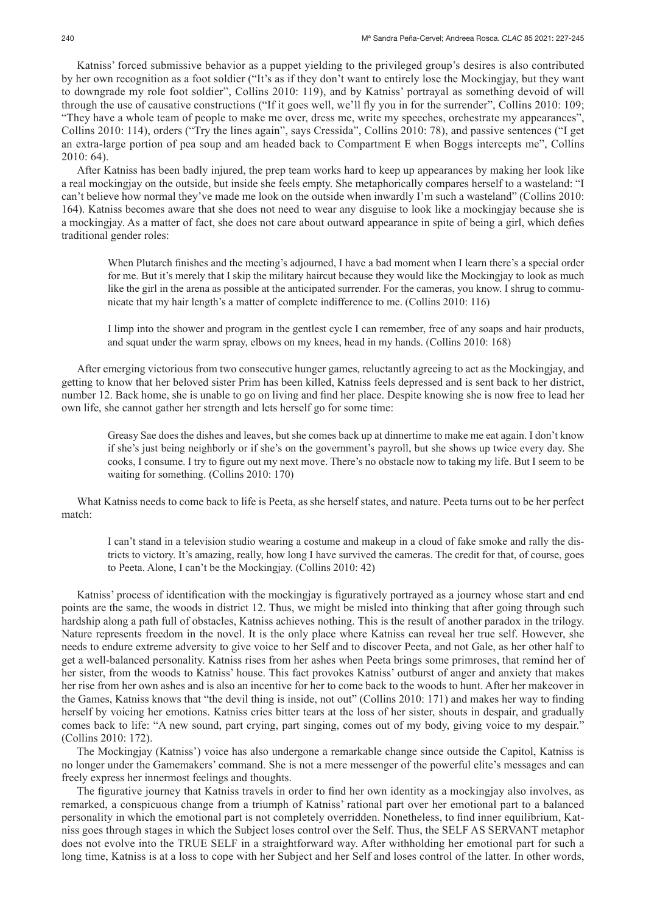Katniss' forced submissive behavior as a puppet yielding to the privileged group's desires is also contributed by her own recognition as a foot soldier ("It's as if they don't want to entirely lose the Mockingjay, but they want to downgrade my role foot soldier", Collins 2010: 119), and by Katniss' portrayal as something devoid of will through the use of causative constructions ("If it goes well, we'll fly you in for the surrender", Collins 2010: 109; "They have a whole team of people to make me over, dress me, write my speeches, orchestrate my appearances", Collins 2010: 114), orders ("Try the lines again", says Cressida", Collins 2010: 78), and passive sentences ("I get an extra-large portion of pea soup and am headed back to Compartment E when Boggs intercepts me", Collins 2010: 64).

After Katniss has been badly injured, the prep team works hard to keep up appearances by making her look like a real mockingjay on the outside, but inside she feels empty. She metaphorically compares herself to a wasteland: "I can't believe how normal they've made me look on the outside when inwardly I'm such a wasteland" (Collins 2010: 164). Katniss becomes aware that she does not need to wear any disguise to look like a mockingjay because she is a mockingjay. As a matter of fact, she does not care about outward appearance in spite of being a girl, which defies traditional gender roles:

> When Plutarch finishes and the meeting's adjourned, I have a bad moment when I learn there's a special order for me. But it's merely that I skip the military haircut because they would like the Mockingjay to look as much like the girl in the arena as possible at the anticipated surrender. For the cameras, you know. I shrug to communicate that my hair length's a matter of complete indifference to me. (Collins 2010: 116)

> I limp into the shower and program in the gentlest cycle I can remember, free of any soaps and hair products, and squat under the warm spray, elbows on my knees, head in my hands. (Collins 2010: 168)

After emerging victorious from two consecutive hunger games, reluctantly agreeing to act as the Mockingjay, and getting to know that her beloved sister Prim has been killed, Katniss feels depressed and is sent back to her district, number 12. Back home, she is unable to go on living and find her place. Despite knowing she is now free to lead her own life, she cannot gather her strength and lets herself go for some time:

> Greasy Sae does the dishes and leaves, but she comes back up at dinnertime to make me eat again. I don't know if she's just being neighborly or if she's on the government's payroll, but she shows up twice every day. She cooks, I consume. I try to figure out my next move. There's no obstacle now to taking my life. But I seem to be waiting for something. (Collins 2010: 170)

What Katniss needs to come back to life is Peeta, as she herself states, and nature. Peeta turns out to be her perfect match:

> I can't stand in a television studio wearing a costume and makeup in a cloud of fake smoke and rally the districts to victory. It's amazing, really, how long I have survived the cameras. The credit for that, of course, goes to Peeta. Alone, I can't be the Mockingjay. (Collins 2010: 42)

Katniss' process of identification with the mockingjay is figuratively portrayed as a journey whose start and end points are the same, the woods in district 12. Thus, we might be misled into thinking that after going through such hardship along a path full of obstacles, Katniss achieves nothing. This is the result of another paradox in the trilogy. Nature represents freedom in the novel. It is the only place where Katniss can reveal her true self. However, she needs to endure extreme adversity to give voice to her Self and to discover Peeta, and not Gale, as her other half to get a well-balanced personality. Katniss rises from her ashes when Peeta brings some primroses, that remind her of her sister, from the woods to Katniss' house. This fact provokes Katniss' outburst of anger and anxiety that makes her rise from her own ashes and is also an incentive for her to come back to the woods to hunt. After her makeover in the Games, Katniss knows that "the devil thing is inside, not out" (Collins 2010: 171) and makes her way to finding herself by voicing her emotions. Katniss cries bitter tears at the loss of her sister, shouts in despair, and gradually comes back to life: "A new sound, part crying, part singing, comes out of my body, giving voice to my despair." (Collins 2010: 172).

The Mockingjay (Katniss') voice has also undergone a remarkable change since outside the Capitol, Katniss is no longer under the Gamemakers' command. She is not a mere messenger of the powerful elite's messages and can freely express her innermost feelings and thoughts.

The figurative journey that Katniss travels in order to find her own identity as a mockingjay also involves, as remarked, a conspicuous change from a triumph of Katniss' rational part over her emotional part to a balanced personality in which the emotional part is not completely overridden. Nonetheless, to find inner equilibrium, Katniss goes through stages in which the Subject loses control over the Self. Thus, the SELF AS SERVANT metaphor does not evolve into the TRUE SELF in a straightforward way. After withholding her emotional part for such a long time, Katniss is at a loss to cope with her Subject and her Self and loses control of the latter. In other words,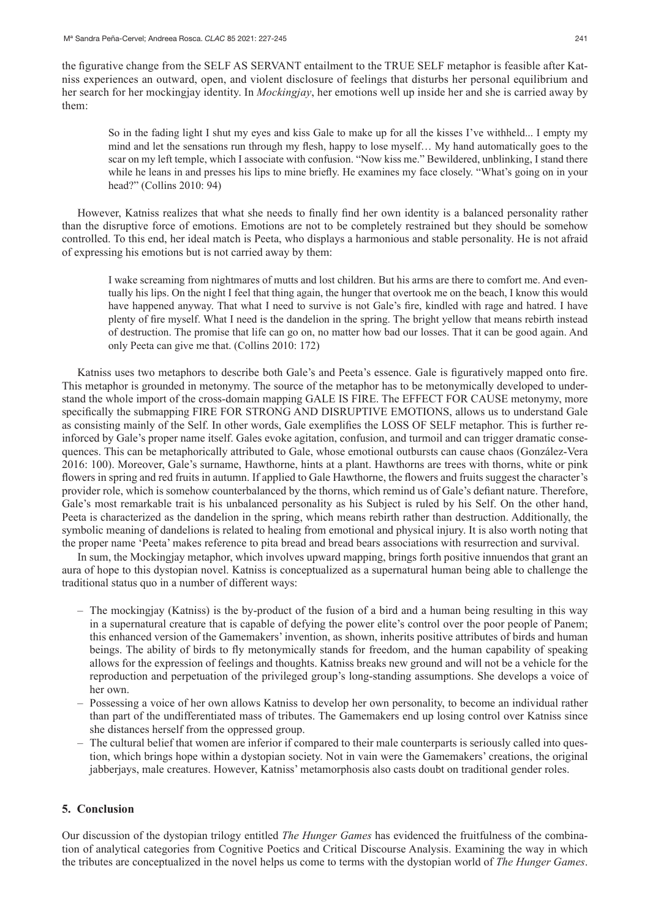the figurative change from the SELF AS SERVANT entailment to the TRUE SELF metaphor is feasible after Katniss experiences an outward, open, and violent disclosure of feelings that disturbs her personal equilibrium and her search for her mockingjay identity. In *Mockingjay*, her emotions well up inside her and she is carried away by them:

> So in the fading light I shut my eyes and kiss Gale to make up for all the kisses I've withheld... I empty my mind and let the sensations run through my flesh, happy to lose myself… My hand automatically goes to the scar on my left temple, which I associate with confusion. "Now kiss me." Bewildered, unblinking, I stand there while he leans in and presses his lips to mine briefly. He examines my face closely. "What's going on in your head?" (Collins 2010: 94)

However, Katniss realizes that what she needs to finally find her own identity is a balanced personality rather than the disruptive force of emotions. Emotions are not to be completely restrained but they should be somehow controlled. To this end, her ideal match is Peeta, who displays a harmonious and stable personality. He is not afraid of expressing his emotions but is not carried away by them:

> I wake screaming from nightmares of mutts and lost children. But his arms are there to comfort me. And eventually his lips. On the night I feel that thing again, the hunger that overtook me on the beach, I know this would have happened anyway. That what I need to survive is not Gale's fire, kindled with rage and hatred. I have plenty of fire myself. What I need is the dandelion in the spring. The bright yellow that means rebirth instead of destruction. The promise that life can go on, no matter how bad our losses. That it can be good again. And only Peeta can give me that. (Collins 2010: 172)

Katniss uses two metaphors to describe both Gale's and Peeta's essence. Gale is figuratively mapped onto fire. This metaphor is grounded in metonymy. The source of the metaphor has to be metonymically developed to understand the whole import of the cross-domain mapping GALE IS FIRE. The EFFECT FOR CAUSE metonymy, more specifically the submapping FIRE FOR STRONG AND DISRUPTIVE EMOTIONS, allows us to understand Gale as consisting mainly of the Self. In other words, Gale exemplifies the LOSS OF SELF metaphor. This is further reinforced by Gale's proper name itself. Gales evoke agitation, confusion, and turmoil and can trigger dramatic consequences. This can be metaphorically attributed to Gale, whose emotional outbursts can cause chaos (González-Vera 2016: 100). Moreover, Gale's surname, Hawthorne, hints at a plant. Hawthorns are trees with thorns, white or pink flowers in spring and red fruits in autumn. If applied to Gale Hawthorne, the flowers and fruits suggest the character's provider role, which is somehow counterbalanced by the thorns, which remind us of Gale's defiant nature. Therefore, Gale's most remarkable trait is his unbalanced personality as his Subject is ruled by his Self. On the other hand, Peeta is characterized as the dandelion in the spring, which means rebirth rather than destruction. Additionally, the symbolic meaning of dandelions is related to healing from emotional and physical injury. It is also worth noting that the proper name 'Peeta' makes reference to pita bread and bread bears associations with resurrection and survival.

In sum, the Mockingjay metaphor, which involves upward mapping, brings forth positive innuendos that grant an aura of hope to this dystopian novel. Katniss is conceptualized as a supernatural human being able to challenge the traditional status quo in a number of different ways:

- The mockingjay (Katniss) is the by-product of the fusion of a bird and a human being resulting in this way in a supernatural creature that is capable of defying the power elite's control over the poor people of Panem; this enhanced version of the Gamemakers' invention, as shown, inherits positive attributes of birds and human beings. The ability of birds to fly metonymically stands for freedom, and the human capability of speaking allows for the expression of feelings and thoughts. Katniss breaks new ground and will not be a vehicle for the reproduction and perpetuation of the privileged group's long-standing assumptions. She develops a voice of her own.
- Possessing a voice of her own allows Katniss to develop her own personality, to become an individual rather than part of the undifferentiated mass of tributes. The Gamemakers end up losing control over Katniss since she distances herself from the oppressed group.
- The cultural belief that women are inferior if compared to their male counterparts is seriously called into question, which brings hope within a dystopian society. Not in vain were the Gamemakers' creations, the original jabberjays, male creatures. However, Katniss' metamorphosis also casts doubt on traditional gender roles.

## 5. Conclusion

Our discussion of the dystopian trilogy entitled *The Hunger Games* has evidenced the fruitfulness of the combination of analytical categories from Cognitive Poetics and Critical Discourse Analysis. Examining the way in which the tributes are conceptualized in the novel helps us come to terms with the dystopian world of *The Hunger Games*.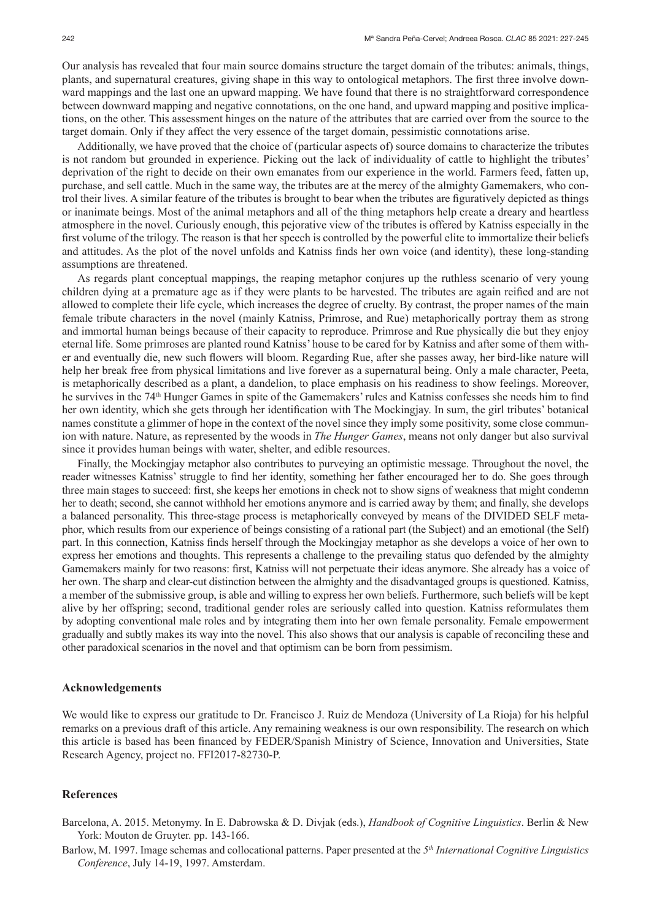Our analysis has revealed that four main source domains structure the target domain of the tributes: animals, things, plants, and supernatural creatures, giving shape in this way to ontological metaphors. The first three involve downward mappings and the last one an upward mapping. We have found that there is no straightforward correspondence between downward mapping and negative connotations, on the one hand, and upward mapping and positive implications, on the other. This assessment hinges on the nature of the attributes that are carried over from the source to the target domain. Only if they affect the very essence of the target domain, pessimistic connotations arise.

Additionally, we have proved that the choice of (particular aspects of) source domains to characterize the tributes is not random but grounded in experience. Picking out the lack of individuality of cattle to highlight the tributes' deprivation of the right to decide on their own emanates from our experience in the world. Farmers feed, fatten up, purchase, and sell cattle. Much in the same way, the tributes are at the mercy of the almighty Gamemakers, who control their lives. A similar feature of the tributes is brought to bear when the tributes are figuratively depicted as things or inanimate beings. Most of the animal metaphors and all of the thing metaphors help create a dreary and heartless atmosphere in the novel. Curiously enough, this pejorative view of the tributes is offered by Katniss especially in the first volume of the trilogy. The reason is that her speech is controlled by the powerful elite to immortalize their beliefs and attitudes. As the plot of the novel unfolds and Katniss finds her own voice (and identity), these long-standing assumptions are threatened.

As regards plant conceptual mappings, the reaping metaphor conjures up the ruthless scenario of very young children dying at a premature age as if they were plants to be harvested. The tributes are again reified and are not allowed to complete their life cycle, which increases the degree of cruelty. By contrast, the proper names of the main female tribute characters in the novel (mainly Katniss, Primrose, and Rue) metaphorically portray them as strong and immortal human beings because of their capacity to reproduce. Primrose and Rue physically die but they enjoy eternal life. Some primroses are planted round Katniss' house to be cared for by Katniss and after some of them wither and eventually die, new such flowers will bloom. Regarding Rue, after she passes away, her bird-like nature will help her break free from physical limitations and live forever as a supernatural being. Only a male character, Peeta, is metaphorically described as a plant, a dandelion, to place emphasis on his readiness to show feelings. Moreover, he survives in the 74th Hunger Games in spite of the Gamemakers' rules and Katniss confesses she needs him to find her own identity, which she gets through her identification with The Mockingjay. In sum, the girl tributes' botanical names constitute a glimmer of hope in the context of the novel since they imply some positivity, some close communion with nature. Nature, as represented by the woods in *The Hunger Games*, means not only danger but also survival since it provides human beings with water, shelter, and edible resources.

Finally, the Mockingjay metaphor also contributes to purveying an optimistic message. Throughout the novel, the reader witnesses Katniss' struggle to find her identity, something her father encouraged her to do. She goes through three main stages to succeed: first, she keeps her emotions in check not to show signs of weakness that might condemn her to death; second, she cannot withhold her emotions anymore and is carried away by them; and finally, she develops a balanced personality. This three-stage process is metaphorically conveyed by means of the DIVIDED SELF metaphor, which results from our experience of beings consisting of a rational part (the Subject) and an emotional (the Self) part. In this connection, Katniss finds herself through the Mockingjay metaphor as she develops a voice of her own to express her emotions and thoughts. This represents a challenge to the prevailing status quo defended by the almighty Gamemakers mainly for two reasons: first, Katniss will not perpetuate their ideas anymore. She already has a voice of her own. The sharp and clear-cut distinction between the almighty and the disadvantaged groups is questioned. Katniss, a member of the submissive group, is able and willing to express her own beliefs. Furthermore, such beliefs will be kept alive by her offspring; second, traditional gender roles are seriously called into question. Katniss reformulates them by adopting conventional male roles and by integrating them into her own female personality. Female empowerment gradually and subtly makes its way into the novel. This also shows that our analysis is capable of reconciling these and other paradoxical scenarios in the novel and that optimism can be born from pessimism.

## Acknowledgements

We would like to express our gratitude to Dr. Francisco J. Ruiz de Mendoza (University of La Rioja) for his helpful remarks on a previous draft of this article. Any remaining weakness is our own responsibility. The research on which this article is based has been financed by FEDER/Spanish Ministry of Science, Innovation and Universities, State Research Agency, project no. FFI2017-82730-P.

## References

Barcelona, A. 2015. Metonymy. In E. Dabrowska & D. Divjak (eds.), *Handbook of Cognitive Linguistics*. Berlin & New York: Mouton de Gruyter. pp. 143-166.

Barlow, M. 1997. Image schemas and collocational patterns. Paper presented at the *5th International Cognitive Linguistics Conference*, July 14-19, 1997. Amsterdam.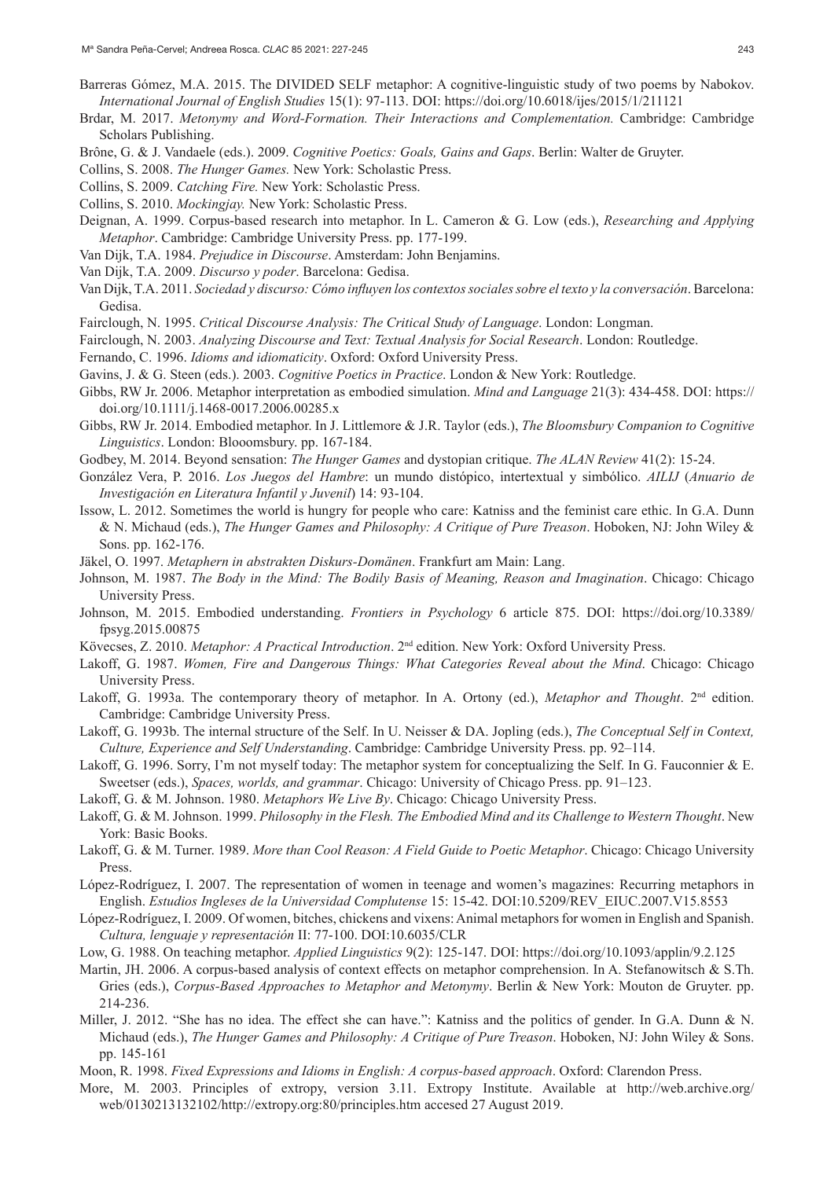Barreras Gómez, M.A. 2015. The DIVIDED SELF metaphor: A cognitive-linguistic study of two poems by Nabokov. *International Journal of English Studies* 15(1): 97-113. DOI: https://doi.org/10.6018/ijes/2015/1/211121

Brdar, M. 2017. *Metonymy and Word-Formation. Their Interactions and Complementation.* Cambridge: Cambridge Scholars Publishing.

Brône, G. & J. Vandaele (eds.). 2009. *Cognitive Poetics: Goals, Gains and Gaps*. Berlin: Walter de Gruyter.

Collins, S. 2008. *The Hunger Games.* New York: Scholastic Press.

Collins, S. 2009. *Catching Fire.* New York: Scholastic Press.

Collins, S. 2010. *Mockingjay.* New York: Scholastic Press.

Deignan, A. 1999. Corpus-based research into metaphor. In L. Cameron & G. Low (eds.), *Researching and Applying Metaphor*. Cambridge: Cambridge University Press. pp. 177-199.

Van Dijk, T.A. 1984. *Prejudice in Discourse*. Amsterdam: John Benjamins.

Van Dijk, T.A. 2009. *Discurso y poder*. Barcelona: Gedisa.

Van Dijk, T.A. 2011. *Sociedad y discurso: Cómo influyen los contextos sociales sobre el texto y la conversación*. Barcelona: Gedisa.

Fairclough, N. 1995. *Critical Discourse Analysis: The Critical Study of Language*. London: Longman.

Fairclough, N. 2003. *Analyzing Discourse and Text: Textual Analysis for Social Research*. London: Routledge.

Fernando, C. 1996. *Idioms and idiomaticity*. Oxford: Oxford University Press.

Gavins, J. & G. Steen (eds.). 2003. *Cognitive Poetics in Practice*. London & New York: Routledge.

Gibbs, RW Jr. 2006. Metaphor interpretation as embodied simulation. *Mind and Language* 21(3): 434-458. DOI: https://doi.org/10.1111/j.1468-0017.2006.00285.x

Gibbs, RW Jr. 2014. Embodied metaphor. In J. Littlemore & J.R. Taylor (eds.), *The Bloomsbury Companion to Cognitive Linguistics*. London: Bloomsbury. pp. 167-184.

Godbey, M. 2014. Beyond sensation: *The Hunger Games* and dystopian critique. *The ALAN Review* 41(2): 15-24.

González Vera, P. 2016. *Los Juegos del Hambre*: un mundo distópico, intertextual y simbólico. *AILIJ* (*Anuario de Investigación en Literatura Infantil y Juvenil*) 14: 93-104.

Issow, L. 2012. Sometimes the world is hungry for people who care: Katniss and the feminist care ethic. In G.A. Dunn & N. Michaud (eds.), *The Hunger Games and Philosophy: A Critique of Pure Treason*. Hoboken, NJ: John Wiley & Sons. pp. 162-176.

Jäkel, O. 1997. *Metaphern in abstrakten Diskurs-Domänen*. Frankfurt am Main: Lang.

Johnson, M. 1987. *The Body in the Mind: The Bodily Basis of Meaning, Reason and Imagination*. Chicago: Chicago University Press.

Johnson, M. 2015. Embodied understanding. *Frontiers in Psychology* 6 article 875. DOI: https://doi.org/10.3389/fpsyg.2015.00875

Kövecses, Z. 2010. *Metaphor: A Practical Introduction*. 2nd edition. New York: Oxford University Press.

Lakoff, G. 1987. *Women, Fire and Dangerous Things: What Categories Reveal about the Mind*. Chicago: Chicago University Press.

Lakoff, G. 1993a. The contemporary theory of metaphor. In A. Ortony (ed.), *Metaphor and Thought*. 2nd edition. Cambridge: Cambridge University Press.

Lakoff, G. 1993b. The internal structure of the Self. In U. Neisser & DA. Jopling (eds.), *The Conceptual Self in Context, Culture, Experience and Self Understanding*. Cambridge: Cambridge University Press. pp. 92–114.

Lakoff, G. 1996. Sorry, I'm not myself today: The metaphor system for conceptualizing the Self. In G. Fauconnier & E. Sweetser (eds.), *Spaces, worlds, and grammar*. Chicago: University of Chicago Press. pp. 91–123.

Lakoff, G. & M. Johnson. 1980. *Metaphors We Live By*. Chicago: Chicago University Press.

Lakoff, G. & M. Johnson. 1999. *Philosophy in the Flesh. The Embodied Mind and its Challenge to Western Thought*. New York: Basic Books.

Lakoff, G. & M. Turner. 1989. *More than Cool Reason: A Field Guide to Poetic Metaphor*. Chicago: Chicago University Press.

López-Rodríguez, I. 2007. The representation of women in teenage and women's magazines: Recurring metaphors in English. *Estudios Ingleses de la Universidad Complutense* 15: 15-42. DOI:10.5209/REV_EIUC.2007.V15.8553

López-Rodríguez, I. 2009. Of women, bitches, chickens and vixens: Animal metaphors for women in English and Spanish. *Cultura, lenguaje y representación* II: 77-100. DOI:10.6035/CLR

Low, G. 1988. On teaching metaphor. *Applied Linguistics* 9(2): 125-147. DOI: https://doi.org/10.1093/applin/9.2.125

Martin, JH. 2006. A corpus-based analysis of context effects on metaphor comprehension. In A. Stefanowitsch & S.Th. Gries (eds.), *Corpus-Based Approaches to Metaphor and Metonymy*. Berlin & New York: Mouton de Gruyter. pp. 214-236.

Miller, J. 2012. "She has no idea. The effect she can have.": Katniss and the politics of gender. In G.A. Dunn & N. Michaud (eds.), *The Hunger Games and Philosophy: A Critique of Pure Treason*. Hoboken, NJ: John Wiley & Sons. pp. 145-161

Moon, R. 1998. *Fixed Expressions and Idioms in English: A corpus-based approach*. Oxford: Clarendon Press.

More, M. 2003. Principles of extropy, version 3.11. Extropy Institute. Available at http://web.archive.org/web/0130213132102/http://extropy.org:80/principles.htm accesed 27 August 2019.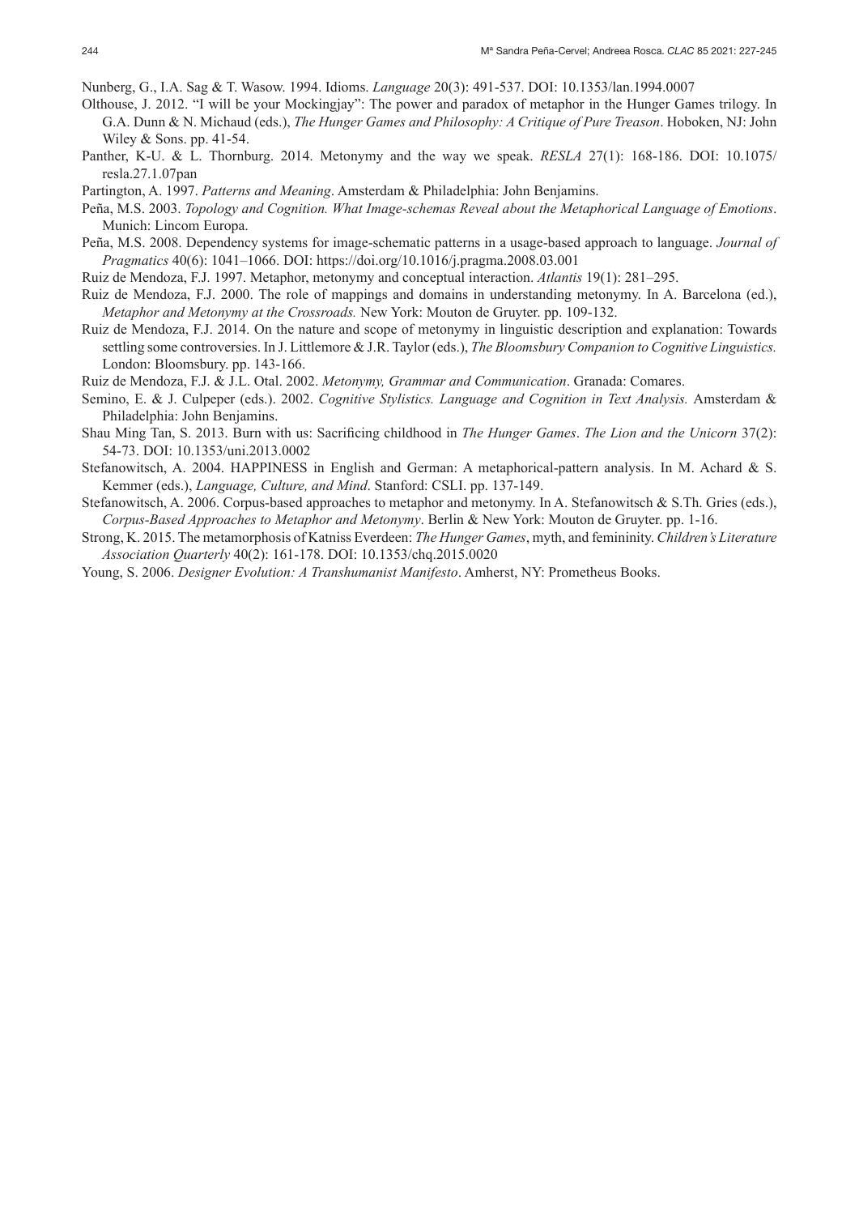Nunberg, G., I.A. Sag & T. Wasow. 1994. Idioms. *Language* 20(3): 491-537. DOI: 10.1353/lan.1994.0007

Olthouse, J. 2012. "I will be your Mockingjay": The power and paradox of metaphor in the Hunger Games trilogy. In G.A. Dunn & N. Michaud (eds.), *The Hunger Games and Philosophy: A Critique of Pure Treason*. Hoboken, NJ: John Wiley & Sons. pp. 41-54.

Panther, K-U. & L. Thornburg. 2014. Metonymy and the way we speak. *RESLA* 27(1): 168-186. DOI: 10.1075/resla.27.1.07pan

Partington, A. 1997. *Patterns and Meaning*. Amsterdam & Philadelphia: John Benjamins.

Peña, M.S. 2003. *Topology and Cognition. What Image-schemas Reveal about the Metaphorical Language of Emotions*. Munich: Lincom Europa.

Peña, M.S. 2008. Dependency systems for image-schematic patterns in a usage-based approach to language. *Journal of Pragmatics* 40(6): 1041–1066. DOI: https://doi.org/10.1016/j.pragma.2008.03.001

Ruiz de Mendoza, F.J. 1997. Metaphor, metonymy and conceptual interaction. *Atlantis* 19(1): 281–295.

Ruiz de Mendoza, F.J. 2000. The role of mappings and domains in understanding metonymy. In A. Barcelona (ed.), *Metaphor and Metonymy at the Crossroads.* New York: Mouton de Gruyter. pp. 109-132.

Ruiz de Mendoza, F.J. 2014. On the nature and scope of metonymy in linguistic description and explanation: Towards settling some controversies. In J. Littlemore & J.R. Taylor (eds.), *The Bloomsbury Companion to Cognitive Linguistics.* London: Bloomsbury. pp. 143-166.

Ruiz de Mendoza, F.J. & J.L. Otal. 2002. *Metonymy, Grammar and Communication*. Granada: Comares.

Semino, E. & J. Culpeper (eds.). 2002. *Cognitive Stylistics. Language and Cognition in Text Analysis.* Amsterdam & Philadelphia: John Benjamins.

Shau Ming Tan, S. 2013. Burn with us: Sacrificing childhood in *The Hunger Games*. *The Lion and the Unicorn* 37(2): 54-73. DOI: 10.1353/uni.2013.0002

Stefanowitsch, A. 2004. HAPPINESS in English and German: A metaphorical-pattern analysis. In M. Achard & S. Kemmer (eds.), *Language, Culture, and Mind*. Stanford: CSLI. pp. 137-149.

Stefanowitsch, A. 2006. Corpus-based approaches to metaphor and metonymy. In A. Stefanowitsch & S.Th. Gries (eds.), *Corpus-Based Approaches to Metaphor and Metonymy*. Berlin & New York: Mouton de Gruyter. pp. 1-16.

Strong, K. 2015. The metamorphosis of Katniss Everdeen: *The Hunger Games*, myth, and femininity. *Children's Literature Association Quarterly* 40(2): 161-178. DOI: 10.1353/chq.2015.0020

Young, S. 2006. *Designer Evolution: A Transhumanist Manifesto*. Amherst, NY: Prometheus Books.